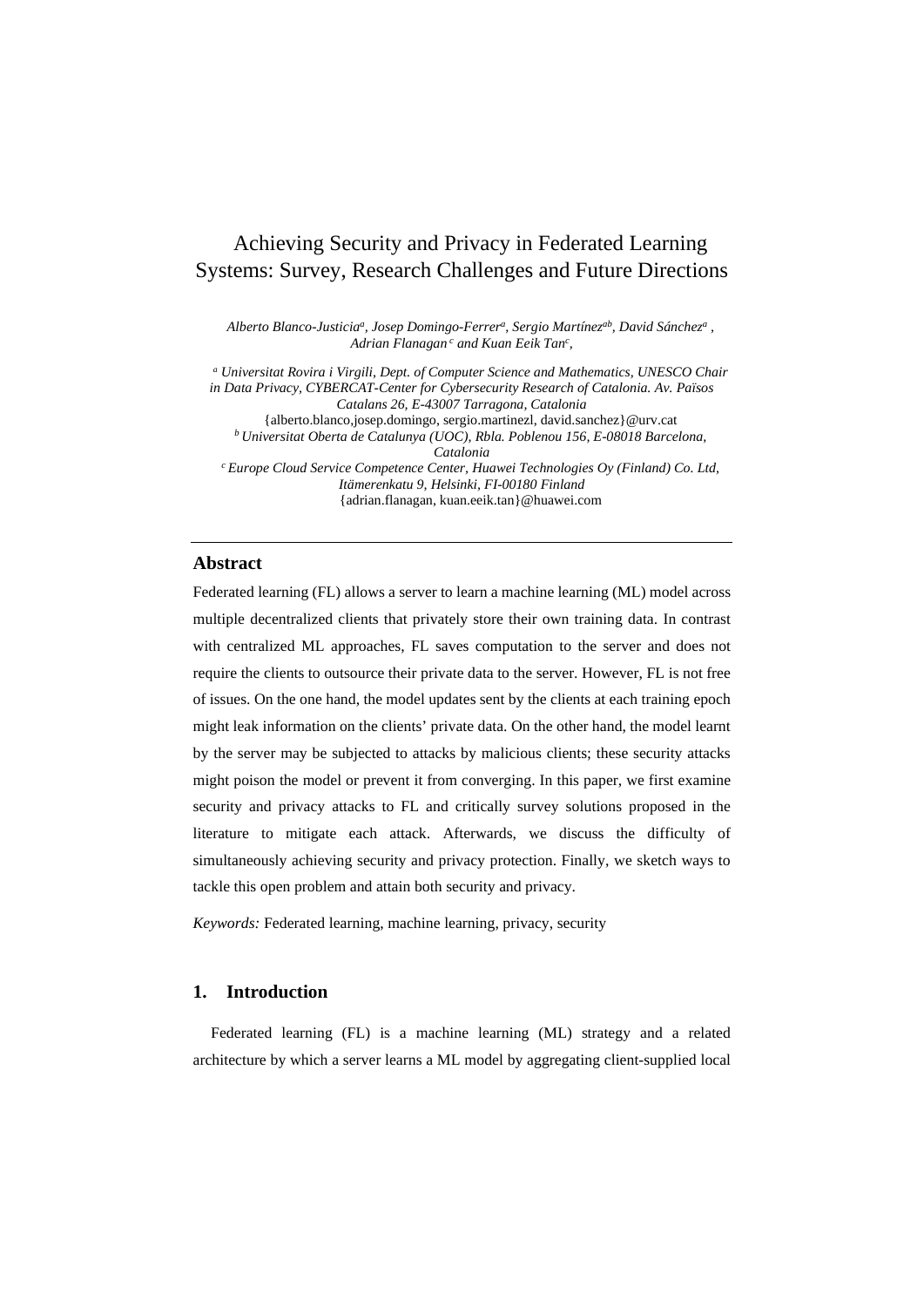# Achieving Security and Privacy in Federated Learning Systems: Survey, Research Challenges and Future Directions

*Alberto Blanco-Justicia[a], Josep Domingo-Ferrer[a], Sergio Martínez[ab], David Sánchez[a] , Adrian Flanagan[c] and Kuan Eeik Tan[c],*

[a] *Universitat Rovira i Virgili, Dept. of Computer Science and Mathematics, UNESCO Chair in Data Privacy, CYBERCAT-Center for Cybersecurity Research of Catalonia. Av. Països Catalans 26, E-43007 Tarragona, Catalonia*
{alberto.blanco,josep.domingo, sergio.martinezl, david.sanchez}@urv.cat
[b] *Universitat Oberta de Catalunya (UOC), Rbla. Poblenou 156, E-08018 Barcelona, Catalonia*
[c] *Europe Cloud Service Competence Center, Huawei Technologies Oy (Finland) Co. Ltd, Itämerenkatu 9, Helsinki, FI-00180 Finland*
{adrian.flanagan, kuan.eeik.tan}@huawei.com

---

## Abstract

Federated learning (FL) allows a server to learn a machine learning (ML) model across multiple decentralized clients that privately store their own training data. In contrast with centralized ML approaches, FL saves computation to the server and does not require the clients to outsource their private data to the server. However, FL is not free of issues. On the one hand, the model updates sent by the clients at each training epoch might leak information on the clients' private data. On the other hand, the model learnt by the server may be subjected to attacks by malicious clients; these security attacks might poison the model or prevent it from converging. In this paper, we first examine security and privacy attacks to FL and critically survey solutions proposed in the literature to mitigate each attack. Afterwards, we discuss the difficulty of simultaneously achieving security and privacy protection. Finally, we sketch ways to tackle this open problem and attain both security and privacy.

*Keywords:* Federated learning, machine learning, privacy, security

## 1. Introduction

Federated learning (FL) is a machine learning (ML) strategy and a related architecture by which a server learns a ML model by aggregating client-supplied local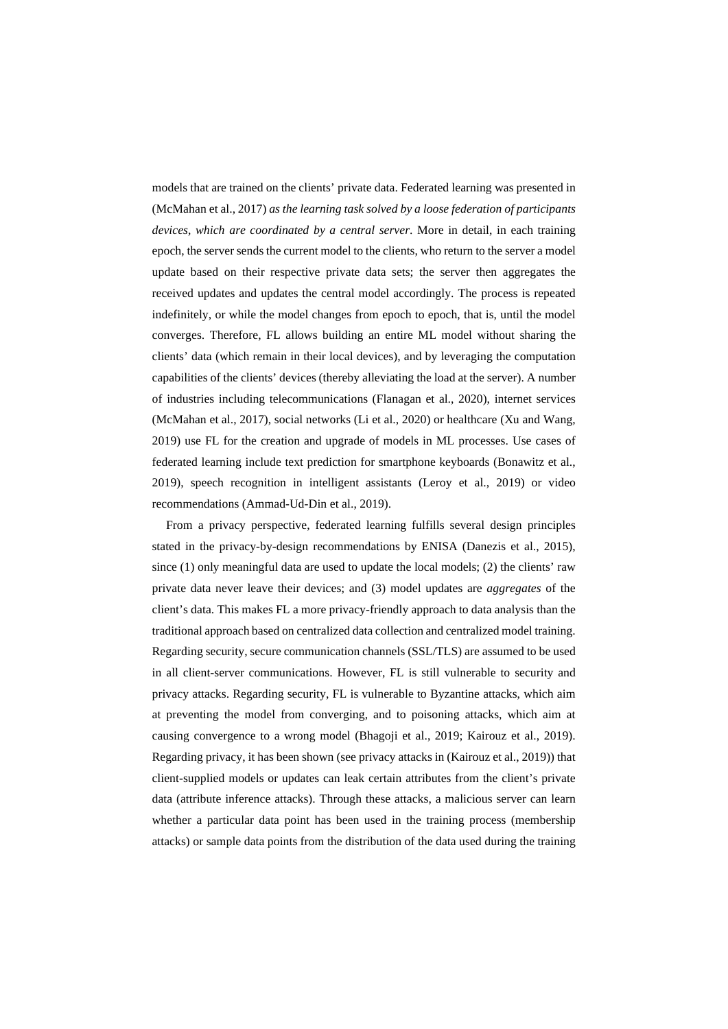models that are trained on the clients' private data. Federated learning was presented in (McMahan et al., 2017) *as the learning task solved by a loose federation of participants devices, which are coordinated by a central server*. More in detail, in each training epoch, the server sends the current model to the clients, who return to the server a model update based on their respective private data sets; the server then aggregates the received updates and updates the central model accordingly. The process is repeated indefinitely, or while the model changes from epoch to epoch, that is, until the model converges. Therefore, FL allows building an entire ML model without sharing the clients' data (which remain in their local devices), and by leveraging the computation capabilities of the clients' devices (thereby alleviating the load at the server). A number of industries including telecommunications (Flanagan et al., 2020), internet services (McMahan et al., 2017), social networks (Li et al., 2020) or healthcare (Xu and Wang, 2019) use FL for the creation and upgrade of models in ML processes. Use cases of federated learning include text prediction for smartphone keyboards (Bonawitz et al., 2019), speech recognition in intelligent assistants (Leroy et al., 2019) or video recommendations (Ammad-Ud-Din et al., 2019).

From a privacy perspective, federated learning fulfills several design principles stated in the privacy-by-design recommendations by ENISA (Danezis et al., 2015), since (1) only meaningful data are used to update the local models; (2) the clients' raw private data never leave their devices; and (3) model updates are *aggregates* of the client's data. This makes FL a more privacy-friendly approach to data analysis than the traditional approach based on centralized data collection and centralized model training. Regarding security, secure communication channels (SSL/TLS) are assumed to be used in all client-server communications. However, FL is still vulnerable to security and privacy attacks. Regarding security, FL is vulnerable to Byzantine attacks, which aim at preventing the model from converging, and to poisoning attacks, which aim at causing convergence to a wrong model (Bhagoji et al., 2019; Kairouz et al., 2019). Regarding privacy, it has been shown (see privacy attacks in (Kairouz et al., 2019)) that client-supplied models or updates can leak certain attributes from the client's private data (attribute inference attacks). Through these attacks, a malicious server can learn whether a particular data point has been used in the training process (membership attacks) or sample data points from the distribution of the data used during the training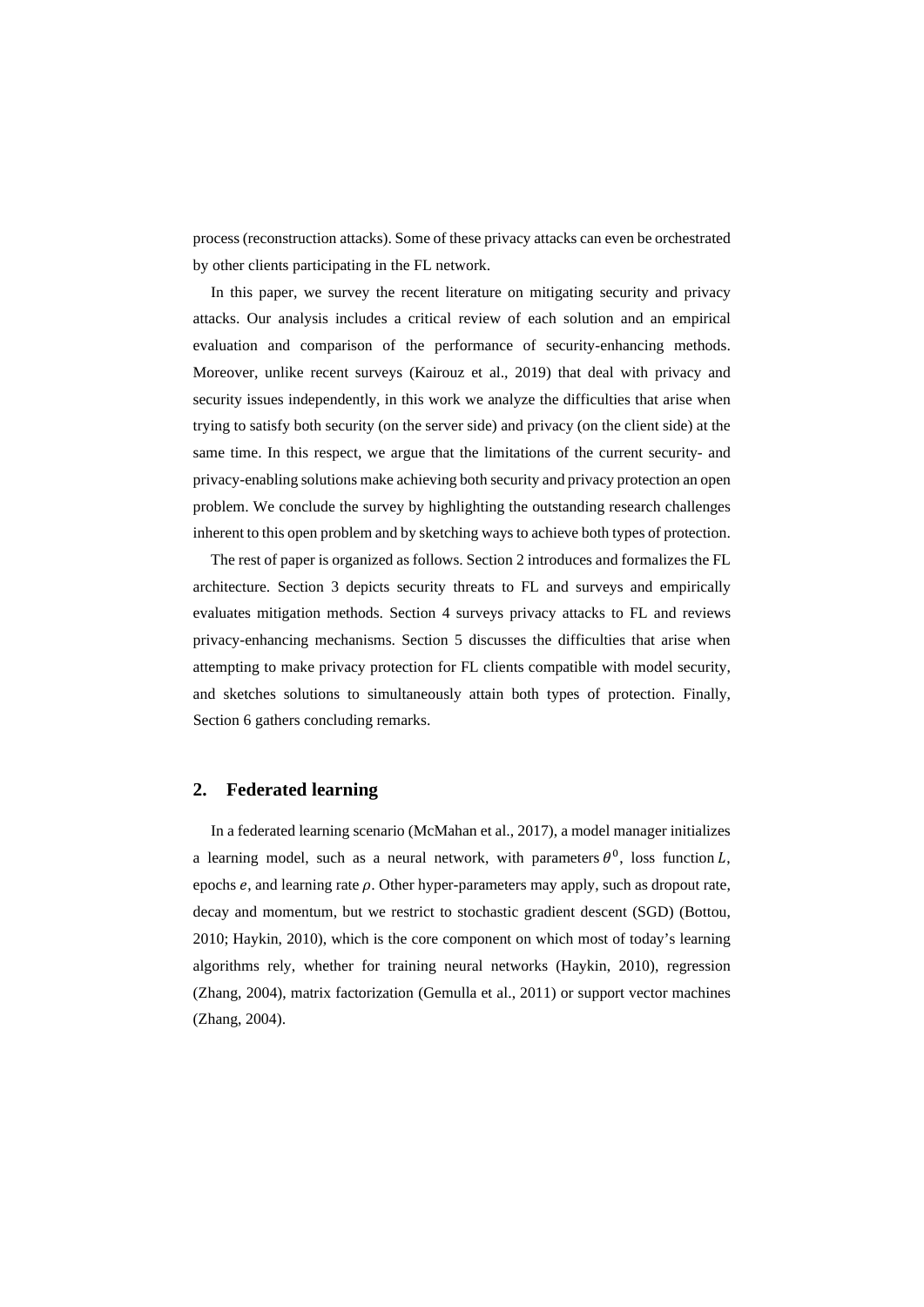process (reconstruction attacks). Some of these privacy attacks can even be orchestrated by other clients participating in the FL network.

In this paper, we survey the recent literature on mitigating security and privacy attacks. Our analysis includes a critical review of each solution and an empirical evaluation and comparison of the performance of security-enhancing methods. Moreover, unlike recent surveys (Kairouz et al., 2019) that deal with privacy and security issues independently, in this work we analyze the difficulties that arise when trying to satisfy both security (on the server side) and privacy (on the client side) at the same time. In this respect, we argue that the limitations of the current security- and privacy-enabling solutions make achieving both security and privacy protection an open problem. We conclude the survey by highlighting the outstanding research challenges inherent to this open problem and by sketching ways to achieve both types of protection.

The rest of paper is organized as follows. Section 2 introduces and formalizes the FL architecture. Section 3 depicts security threats to FL and surveys and empirically evaluates mitigation methods. Section 4 surveys privacy attacks to FL and reviews privacy-enhancing mechanisms. Section 5 discusses the difficulties that arise when attempting to make privacy protection for FL clients compatible with model security, and sketches solutions to simultaneously attain both types of protection. Finally, Section 6 gathers concluding remarks.

## 2. Federated learning

In a federated learning scenario (McMahan et al., 2017), a model manager initializes a learning model, such as a neural network, with parameters $\theta^0$, loss function $L$, epochs $e$, and learning rate $\rho$. Other hyper-parameters may apply, such as dropout rate, decay and momentum, but we restrict to stochastic gradient descent (SGD) (Bottou, 2010; Haykin, 2010), which is the core component on which most of today's learning algorithms rely, whether for training neural networks (Haykin, 2010), regression (Zhang, 2004), matrix factorization (Gemulla et al., 2011) or support vector machines (Zhang, 2004).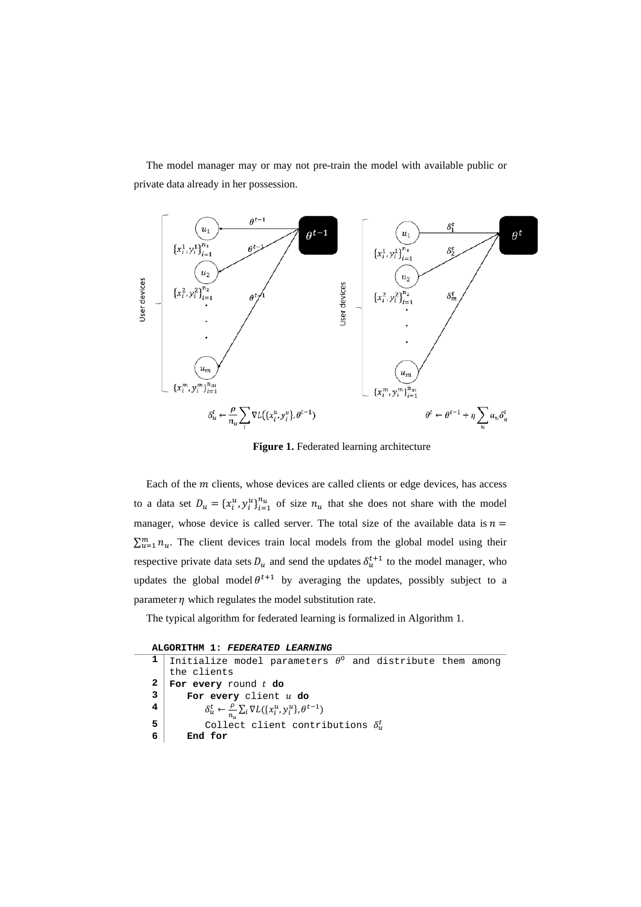The model manager may or may not pre-train the model with available public or private data already in her possession.

Figure 1. Federated learning architecture

Each of the $m$ clients, whose devices are called clients or edge devices, has access to a data set $D_u = \{x_i^u, y_i^u\}_{i=1}^{n_u}$ of size $n_u$ that she does not share with the model manager, whose device is called server. The total size of the available data is $n = \sum_{u=1}^{m} n_u$. The client devices train local models from the global model using their respective private data sets $D_u$ and send the updates $\delta_u^{t+1}$ to the model manager, who updates the global model $\theta^{t+1}$ by averaging the updates, possibly subject to a parameter $\eta$ which regulates the model substitution rate.

The typical algorithm for federated learning is formalized in Algorithm 1.

**ALGORITHM 1: *FEDERATED LEARNING***

| | |
|---|---|
| 1 | Initialize model parameters $\theta^0$ and distribute them among the clients |
| 2 | **For every** round $t$ **do** |
| 3 | **For every** client $u$ **do** |
| 4 | $\delta_u^t \leftarrow \frac{\rho}{n_u} \sum_i \nabla L(\{x_i^u, y_i^u\}, \theta^{t-1})$ |
| 5 | Collect client contributions $\delta_u^t$ |
| 6 | **End for** |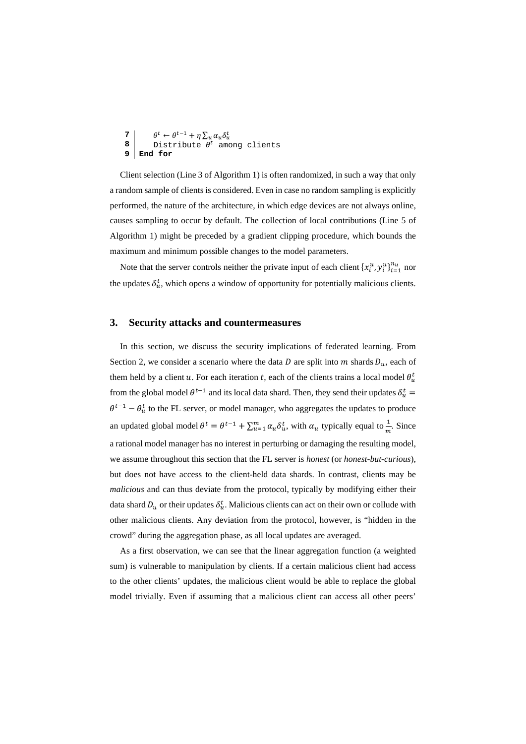```
7 |     θ^t ← θ^{t−1} + η ∑_u α_u δ_u^t
8 |     Distribute θ^t among clients
9 | End for
```

Client selection (Line 3 of Algorithm 1) is often randomized, in such a way that only a random sample of clients is considered. Even in case no random sampling is explicitly performed, the nature of the architecture, in which edge devices are not always online, causes sampling to occur by default. The collection of local contributions (Line 5 of Algorithm 1) might be preceded by a gradient clipping procedure, which bounds the maximum and minimum possible changes to the model parameters.

Note that the server controls neither the private input of each client $\{x_i^u, y_i^u\}_{i=1}^{n_u}$ nor the updates $\delta_u^t$, which opens a window of opportunity for potentially malicious clients.

## 3. Security attacks and countermeasures

In this section, we discuss the security implications of federated learning. From Section 2, we consider a scenario where the data $D$ are split into $m$ shards $D_u$, each of them held by a client $u$. For each iteration $t$, each of the clients trains a local model $\theta_u^t$ from the global model $\theta^{t-1}$ and its local data shard. Then, they send their updates $\delta_u^t = \theta^{t-1} - \theta_u^t$ to the FL server, or model manager, who aggregates the updates to produce an updated global model $\theta^t = \theta^{t-1} + \sum_{u=1}^{m} \alpha_u \delta_u^t$, with $\alpha_u$ typically equal to $\frac{1}{m}$. Since a rational model manager has no interest in perturbing or damaging the resulting model, we assume throughout this section that the FL server is *honest* (or *honest-but-curious*), but does not have access to the client-held data shards. In contrast, clients may be *malicious* and can thus deviate from the protocol, typically by modifying either their data shard $D_u$ or their updates $\delta_u^t$. Malicious clients can act on their own or collude with other malicious clients. Any deviation from the protocol, however, is "hidden in the crowd" during the aggregation phase, as all local updates are averaged.

As a first observation, we can see that the linear aggregation function (a weighted sum) is vulnerable to manipulation by clients. If a certain malicious client had access to the other clients' updates, the malicious client would be able to replace the global model trivially. Even if assuming that a malicious client can access all other peers'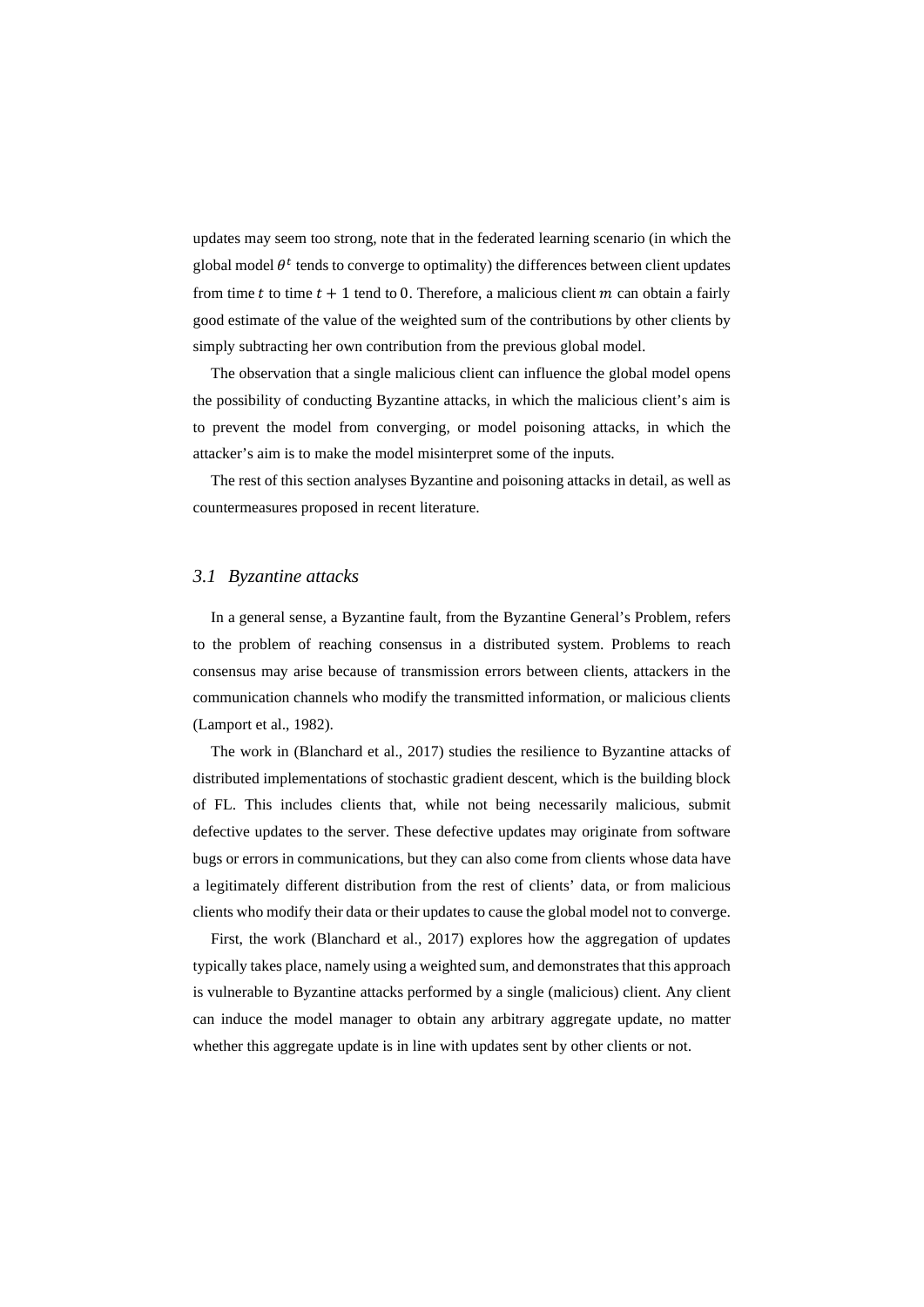updates may seem too strong, note that in the federated learning scenario (in which the global model $\theta^t$ tends to converge to optimality) the differences between client updates from time $t$ to time $t + 1$ tend to $0$. Therefore, a malicious client $m$ can obtain a fairly good estimate of the value of the weighted sum of the contributions by other clients by simply subtracting her own contribution from the previous global model.

The observation that a single malicious client can influence the global model opens the possibility of conducting Byzantine attacks, in which the malicious client's aim is to prevent the model from converging, or model poisoning attacks, in which the attacker's aim is to make the model misinterpret some of the inputs.

The rest of this section analyses Byzantine and poisoning attacks in detail, as well as countermeasures proposed in recent literature.

## *3.1 Byzantine attacks*

In a general sense, a Byzantine fault, from the Byzantine General's Problem, refers to the problem of reaching consensus in a distributed system. Problems to reach consensus may arise because of transmission errors between clients, attackers in the communication channels who modify the transmitted information, or malicious clients (Lamport et al., 1982).

The work in (Blanchard et al., 2017) studies the resilience to Byzantine attacks of distributed implementations of stochastic gradient descent, which is the building block of FL. This includes clients that, while not being necessarily malicious, submit defective updates to the server. These defective updates may originate from software bugs or errors in communications, but they can also come from clients whose data have a legitimately different distribution from the rest of clients' data, or from malicious clients who modify their data or their updates to cause the global model not to converge.

First, the work (Blanchard et al., 2017) explores how the aggregation of updates typically takes place, namely using a weighted sum, and demonstrates that this approach is vulnerable to Byzantine attacks performed by a single (malicious) client. Any client can induce the model manager to obtain any arbitrary aggregate update, no matter whether this aggregate update is in line with updates sent by other clients or not.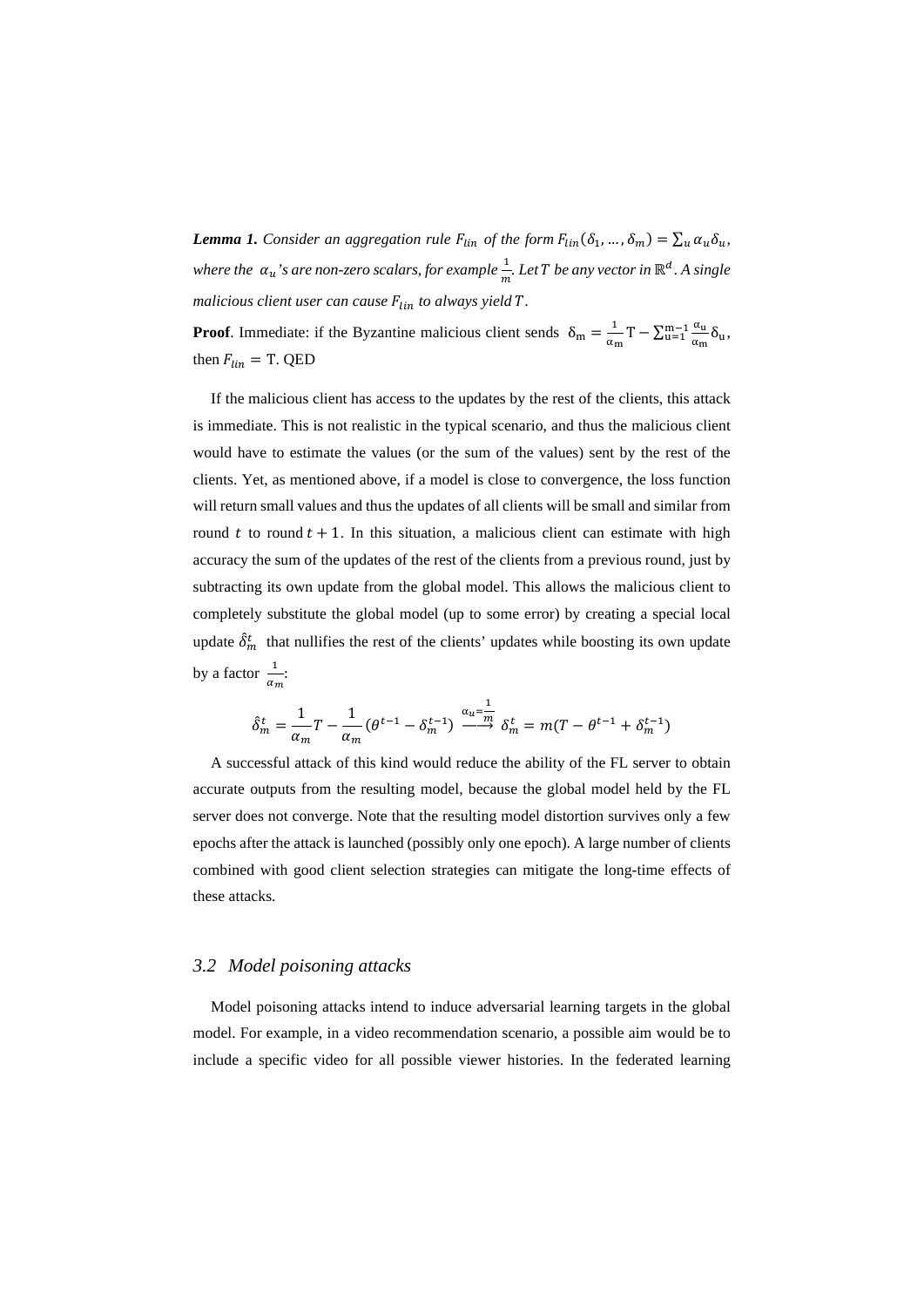***Lemma 1.*** *Consider an aggregation rule $F_{lin}$ of the form $F_{lin}(\delta_1, \ldots, \delta_m) = \sum_u \alpha_u \delta_u$, where the $\alpha_u$'s are non-zero scalars, for example $\frac{1}{m}$. Let $T$ be any vector in $\mathbb{R}^d$. A single malicious client user can cause $F_{lin}$ to always yield $T$.*

**Proof**. Immediate: if the Byzantine malicious client sends $\delta_m = \frac{1}{\alpha_m} T - \sum_{u=1}^{m-1} \frac{\alpha_u}{\alpha_m} \delta_u$, then $F_{lin} = T$. QED

If the malicious client has access to the updates by the rest of the clients, this attack is immediate. This is not realistic in the typical scenario, and thus the malicious client would have to estimate the values (or the sum of the values) sent by the rest of the clients. Yet, as mentioned above, if a model is close to convergence, the loss function will return small values and thus the updates of all clients will be small and similar from round $t$ to round $t+1$. In this situation, a malicious client can estimate with high accuracy the sum of the updates of the rest of the clients from a previous round, just by subtracting its own update from the global model. This allows the malicious client to completely substitute the global model (up to some error) by creating a special local update $\hat{\delta}_m^t$ that nullifies the rest of the clients' updates while boosting its own update by a factor $\frac{1}{\alpha_m}$:

$$\hat{\delta}_m^t = \frac{1}{\alpha_m} T - \frac{1}{\alpha_m} (\theta^{t-1} - \delta_m^{t-1}) \xrightarrow{\alpha_u = \frac{1}{m}} \delta_m^t = m(T - \theta^{t-1} + \delta_m^{t-1})$$

A successful attack of this kind would reduce the ability of the FL server to obtain accurate outputs from the resulting model, because the global model held by the FL server does not converge. Note that the resulting model distortion survives only a few epochs after the attack is launched (possibly only one epoch). A large number of clients combined with good client selection strategies can mitigate the long-time effects of these attacks.

## 3.2 *Model poisoning attacks*

Model poisoning attacks intend to induce adversarial learning targets in the global model. For example, in a video recommendation scenario, a possible aim would be to include a specific video for all possible viewer histories. In the federated learning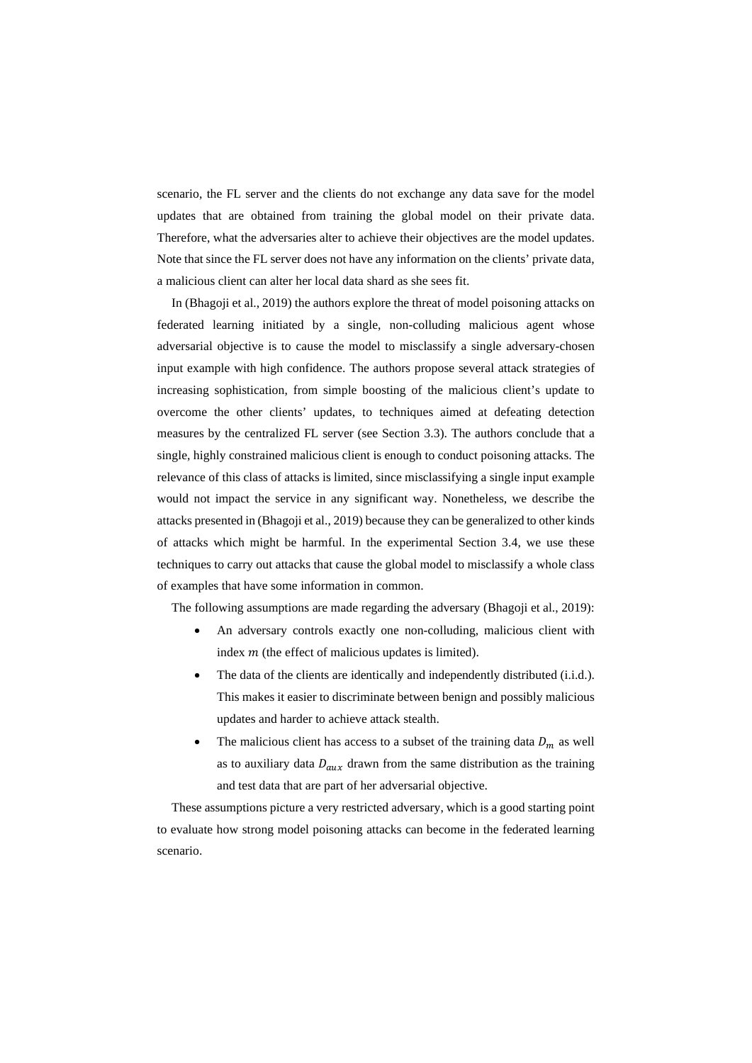scenario, the FL server and the clients do not exchange any data save for the model updates that are obtained from training the global model on their private data. Therefore, what the adversaries alter to achieve their objectives are the model updates. Note that since the FL server does not have any information on the clients' private data, a malicious client can alter her local data shard as she sees fit.

In (Bhagoji et al., 2019) the authors explore the threat of model poisoning attacks on federated learning initiated by a single, non-colluding malicious agent whose adversarial objective is to cause the model to misclassify a single adversary-chosen input example with high confidence. The authors propose several attack strategies of increasing sophistication, from simple boosting of the malicious client's update to overcome the other clients' updates, to techniques aimed at defeating detection measures by the centralized FL server (see Section 3.3). The authors conclude that a single, highly constrained malicious client is enough to conduct poisoning attacks. The relevance of this class of attacks is limited, since misclassifying a single input example would not impact the service in any significant way. Nonetheless, we describe the attacks presented in (Bhagoji et al., 2019) because they can be generalized to other kinds of attacks which might be harmful. In the experimental Section 3.4, we use these techniques to carry out attacks that cause the global model to misclassify a whole class of examples that have some information in common.

The following assumptions are made regarding the adversary (Bhagoji et al., 2019):

- An adversary controls exactly one non-colluding, malicious client with index $m$ (the effect of malicious updates is limited).
- The data of the clients are identically and independently distributed (i.i.d.). This makes it easier to discriminate between benign and possibly malicious updates and harder to achieve attack stealth.
- The malicious client has access to a subset of the training data $D_m$ as well as to auxiliary data $D_{aux}$ drawn from the same distribution as the training and test data that are part of her adversarial objective.

These assumptions picture a very restricted adversary, which is a good starting point to evaluate how strong model poisoning attacks can become in the federated learning scenario.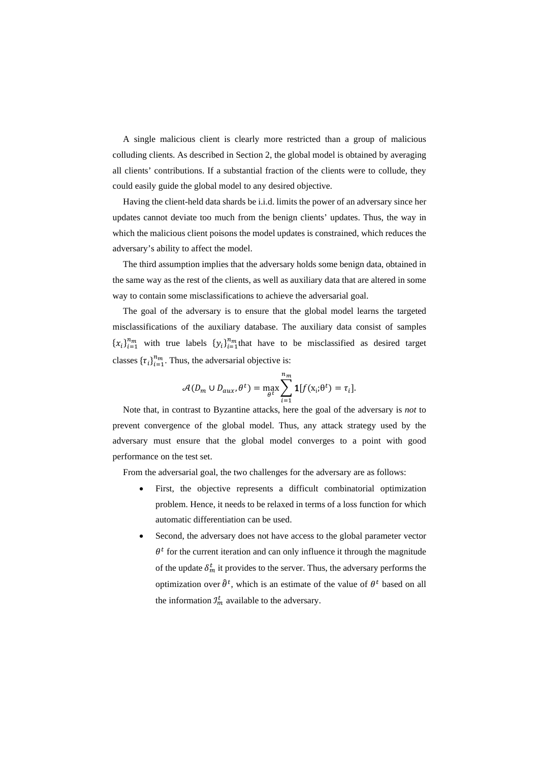A single malicious client is clearly more restricted than a group of malicious colluding clients. As described in Section 2, the global model is obtained by averaging all clients' contributions. If a substantial fraction of the clients were to collude, they could easily guide the global model to any desired objective.

Having the client-held data shards be i.i.d. limits the power of an adversary since her updates cannot deviate too much from the benign clients' updates. Thus, the way in which the malicious client poisons the model updates is constrained, which reduces the adversary's ability to affect the model.

The third assumption implies that the adversary holds some benign data, obtained in the same way as the rest of the clients, as well as auxiliary data that are altered in some way to contain some misclassifications to achieve the adversarial goal.

The goal of the adversary is to ensure that the global model learns the targeted misclassifications of the auxiliary database. The auxiliary data consist of samples $\{x_i\}_{i=1}^{n_m}$ with true labels $\{y_i\}_{i=1}^{n_m}$ that have to be misclassified as desired target classes $\{\tau_i\}_{i=1}^{n_m}$. Thus, the adversarial objective is:

$$\mathcal{A}(D_m \cup D_{aux}, \theta^t) = \max_{\theta^t} \sum_{i=1}^{n_m} \mathbf{1}[f(x_i;\theta^t) = \tau_i].$$

Note that, in contrast to Byzantine attacks, here the goal of the adversary is *not* to prevent convergence of the global model. Thus, any attack strategy used by the adversary must ensure that the global model converges to a point with good performance on the test set.

From the adversarial goal, the two challenges for the adversary are as follows:

- First, the objective represents a difficult combinatorial optimization problem. Hence, it needs to be relaxed in terms of a loss function for which automatic differentiation can be used.
- Second, the adversary does not have access to the global parameter vector $\theta^t$ for the current iteration and can only influence it through the magnitude of the update $\delta_m^t$ it provides to the server. Thus, the adversary performs the optimization over $\hat{\theta}^t$, which is an estimate of the value of $\theta^t$ based on all the information $\mathcal{I}_m^t$ available to the adversary.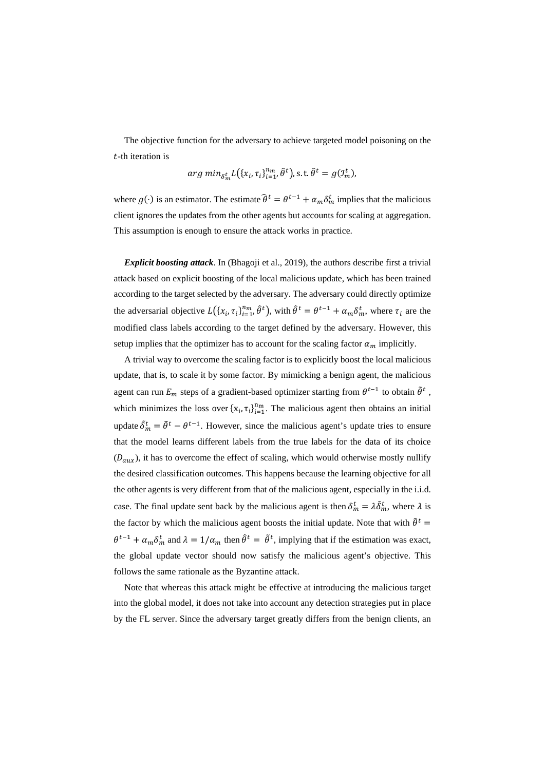The objective function for the adversary to achieve targeted model poisoning on the $t$-th iteration is

$$arg\ min_{\delta_m^t} L\left(\{x_i, \tau_i\}_{i=1}^{n_m}, \hat{\theta}^t\right), \text{s.t.}\ \hat{\theta}^t = g(\mathcal{I}_m^t),$$

where $g(\cdot)$ is an estimator. The estimate $\hat{\theta}^t = \theta^{t-1} + \alpha_m \delta_m^t$ implies that the malicious client ignores the updates from the other agents but accounts for scaling at aggregation. This assumption is enough to ensure the attack works in practice.

***Explicit boosting attack***. In (Bhagoji et al., 2019), the authors describe first a trivial attack based on explicit boosting of the local malicious update, which has been trained according to the target selected by the adversary. The adversary could directly optimize the adversarial objective $L\left(\{x_i, \tau_i\}_{i=1}^{n_m}, \hat{\theta}^t\right)$, with $\hat{\theta}^t = \theta^{t-1} + \alpha_m \delta_m^t$, where $\tau_i$ are the modified class labels according to the target defined by the adversary. However, this setup implies that the optimizer has to account for the scaling factor $\alpha_m$ implicitly.

A trivial way to overcome the scaling factor is to explicitly boost the local malicious update, that is, to scale it by some factor. By mimicking a benign agent, the malicious agent can run $E_m$ steps of a gradient-based optimizer starting from $\theta^{t-1}$ to obtain $\tilde{\theta}^t$, which minimizes the loss over $\{x_i, \tau_i\}_{i=1}^{n_m}$. The malicious agent then obtains an initial update $\tilde{\delta}_m^t = \tilde{\theta}^t - \theta^{t-1}$. However, since the malicious agent's update tries to ensure that the model learns different labels from the true labels for the data of its choice ($D_{aux}$), it has to overcome the effect of scaling, which would otherwise mostly nullify the desired classification outcomes. This happens because the learning objective for all the other agents is very different from that of the malicious agent, especially in the i.i.d. case. The final update sent back by the malicious agent is then $\delta_m^t = \lambda \tilde{\delta}_m^t$, where $\lambda$ is the factor by which the malicious agent boosts the initial update. Note that with $\hat{\theta}^t = \theta^{t-1} + \alpha_m \delta_m^t$ and $\lambda = 1/\alpha_m$ then $\hat{\theta}^t = \tilde{\theta}^t$, implying that if the estimation was exact, the global update vector should now satisfy the malicious agent's objective. This follows the same rationale as the Byzantine attack.

Note that whereas this attack might be effective at introducing the malicious target into the global model, it does not take into account any detection strategies put in place by the FL server. Since the adversary target greatly differs from the benign clients, an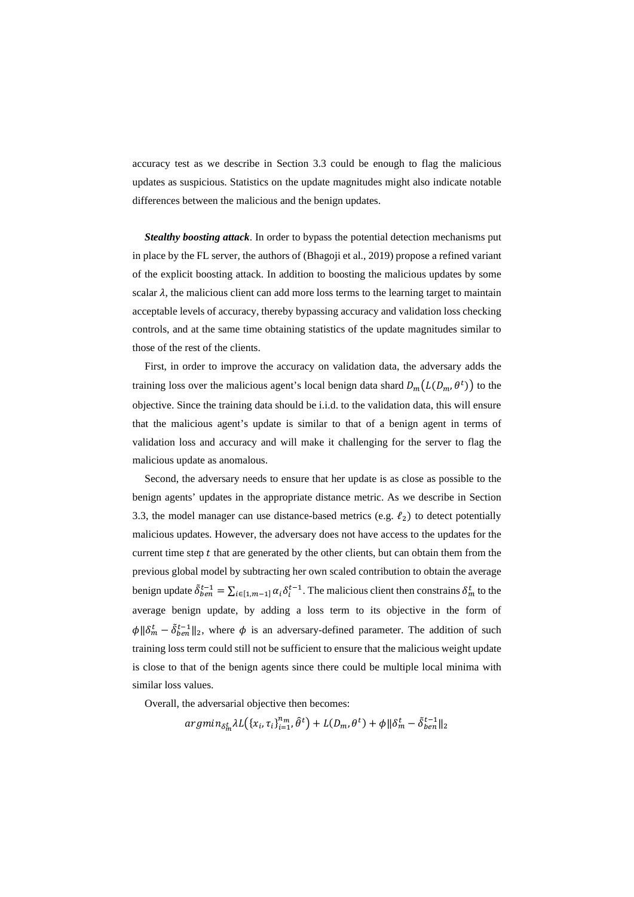accuracy test as we describe in Section 3.3 could be enough to flag the malicious updates as suspicious. Statistics on the update magnitudes might also indicate notable differences between the malicious and the benign updates.

***Stealthy boosting attack***. In order to bypass the potential detection mechanisms put in place by the FL server, the authors of (Bhagoji et al., 2019) propose a refined variant of the explicit boosting attack. In addition to boosting the malicious updates by some scalar $\lambda$, the malicious client can add more loss terms to the learning target to maintain acceptable levels of accuracy, thereby bypassing accuracy and validation loss checking controls, and at the same time obtaining statistics of the update magnitudes similar to those of the rest of the clients.

First, in order to improve the accuracy on validation data, the adversary adds the training loss over the malicious agent's local benign data shard $D_m\big(L(D_m, \theta^t)\big)$ to the objective. Since the training data should be i.i.d. to the validation data, this will ensure that the malicious agent's update is similar to that of a benign agent in terms of validation loss and accuracy and will make it challenging for the server to flag the malicious update as anomalous.

Second, the adversary needs to ensure that her update is as close as possible to the benign agents' updates in the appropriate distance metric. As we describe in Section 3.3, the model manager can use distance-based metrics (e.g. $\ell_2$) to detect potentially malicious updates. However, the adversary does not have access to the updates for the current time step $t$ that are generated by the other clients, but can obtain them from the previous global model by subtracting her own scaled contribution to obtain the average benign update $\tilde{\delta}_{ben}^{t-1} = \sum_{i \in [1, m-1]} \alpha_i \delta_i^{t-1}$. The malicious client then constrains $\delta_m^t$ to the average benign update, by adding a loss term to its objective in the form of $\phi \|\delta_m^t - \tilde{\delta}_{ben}^{t-1}\|_2$, where $\phi$ is an adversary-defined parameter. The addition of such training loss term could still not be sufficient to ensure that the malicious weight update is close to that of the benign agents since there could be multiple local minima with similar loss values.

Overall, the adversarial objective then becomes:

$$argmin_{\delta_m^t} \lambda L\big(\{x_i, \tau_i\}_{i=1}^{n_m}, \hat{\theta}^t\big) + L(D_m, \theta^t) + \phi \|\delta_m^t - \tilde{\delta}_{ben}^{t-1}\|_2$$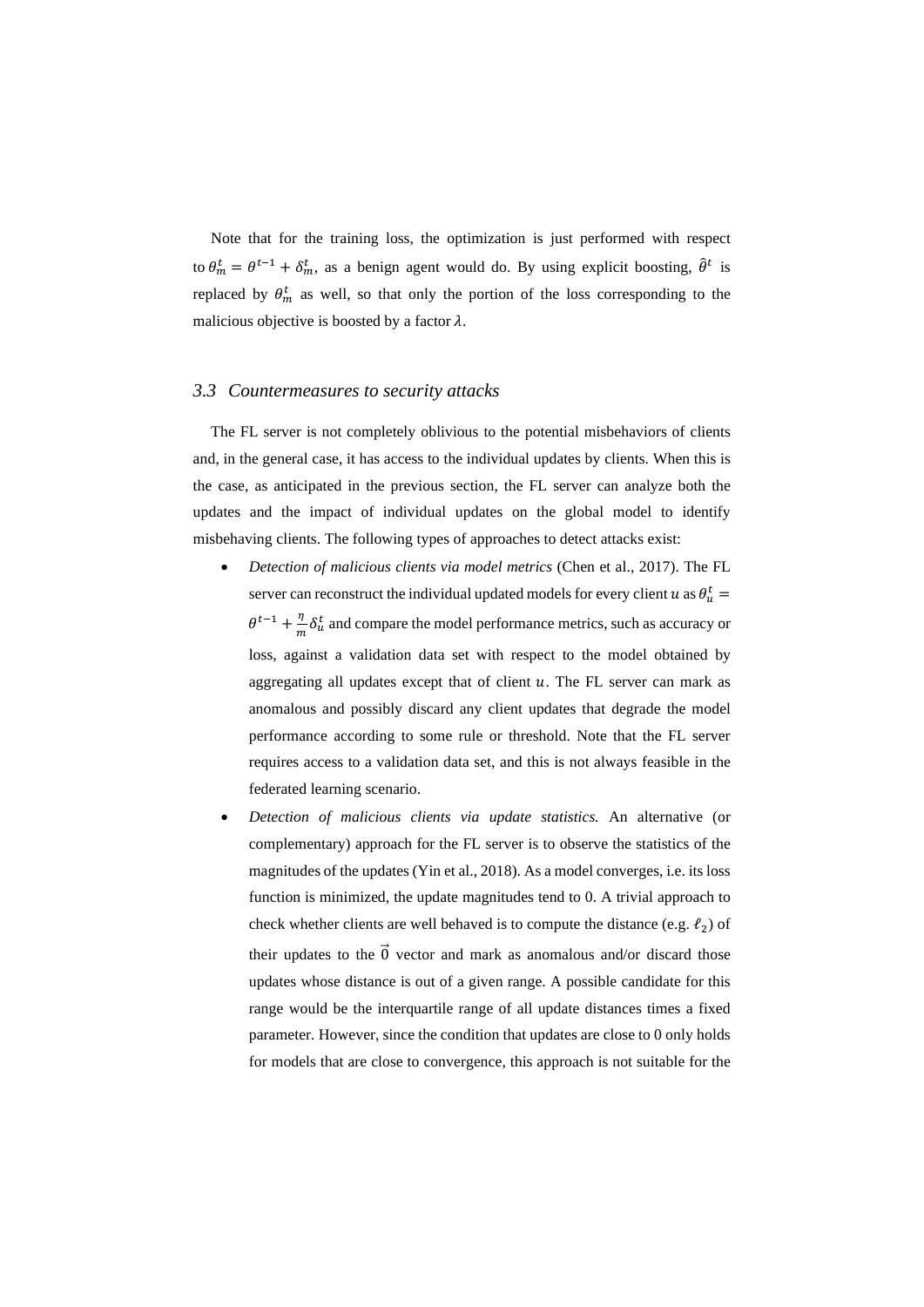Note that for the training loss, the optimization is just performed with respect to $\theta_m^t = \theta^{t-1} + \delta_m^t$, as a benign agent would do. By using explicit boosting, $\hat{\theta}^t$ is replaced by $\theta_m^t$ as well, so that only the portion of the loss corresponding to the malicious objective is boosted by a factor $\lambda$.

### *3.3 Countermeasures to security attacks*

The FL server is not completely oblivious to the potential misbehaviors of clients and, in the general case, it has access to the individual updates by clients. When this is the case, as anticipated in the previous section, the FL server can analyze both the updates and the impact of individual updates on the global model to identify misbehaving clients. The following types of approaches to detect attacks exist:

- *Detection of malicious clients via model metrics* (Chen et al., 2017). The FL server can reconstruct the individual updated models for every client $u$ as $\theta_u^t = \theta^{t-1} + \frac{\eta}{m}\delta_u^t$ and compare the model performance metrics, such as accuracy or loss, against a validation data set with respect to the model obtained by aggregating all updates except that of client $u$. The FL server can mark as anomalous and possibly discard any client updates that degrade the model performance according to some rule or threshold. Note that the FL server requires access to a validation data set, and this is not always feasible in the federated learning scenario.
- *Detection of malicious clients via update statistics.* An alternative (or complementary) approach for the FL server is to observe the statistics of the magnitudes of the updates (Yin et al., 2018). As a model converges, i.e. its loss function is minimized, the update magnitudes tend to 0. A trivial approach to check whether clients are well behaved is to compute the distance (e.g. $\ell_2$) of their updates to the $\vec{0}$ vector and mark as anomalous and/or discard those updates whose distance is out of a given range. A possible candidate for this range would be the interquartile range of all update distances times a fixed parameter. However, since the condition that updates are close to 0 only holds for models that are close to convergence, this approach is not suitable for the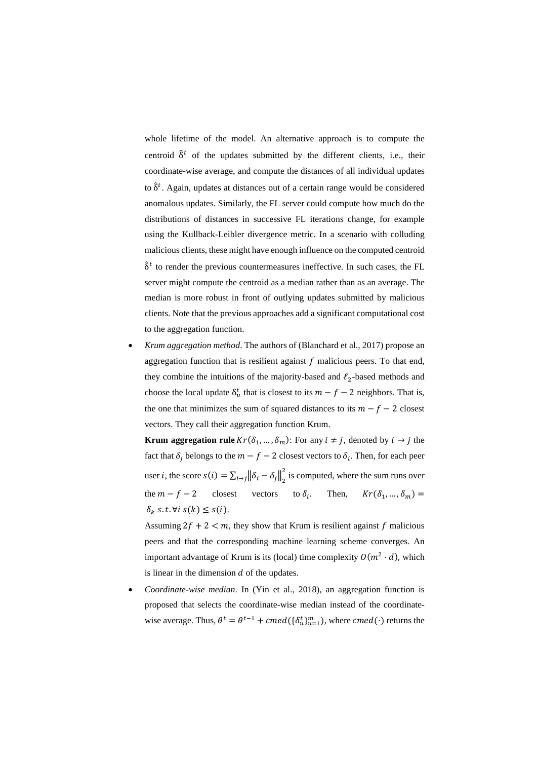whole lifetime of the model. An alternative approach is to compute the centroid $\hat{\delta}^t$ of the updates submitted by the different clients, i.e., their coordinate-wise average, and compute the distances of all individual updates to $\hat{\delta}^t$. Again, updates at distances out of a certain range would be considered anomalous updates. Similarly, the FL server could compute how much do the distributions of distances in successive FL iterations change, for example using the Kullback-Leibler divergence metric. In a scenario with colluding malicious clients, these might have enough influence on the computed centroid $\hat{\delta}^t$ to render the previous countermeasures ineffective. In such cases, the FL server might compute the centroid as a median rather than as an average. The median is more robust in front of outlying updates submitted by malicious clients. Note that the previous approaches add a significant computational cost to the aggregation function.

- *Krum aggregation method*. The authors of (Blanchard et al., 2017) propose an aggregation function that is resilient against $f$ malicious peers. To that end, they combine the intuitions of the majority-based and $\ell_2$-based methods and choose the local update $\delta_u^t$ that is closest to its $m - f - 2$ neighbors. That is, the one that minimizes the sum of squared distances to its $m - f - 2$ closest vectors. They call their aggregation function Krum.

  **Krum aggregation rule** $Kr(\delta_1, \ldots, \delta_m)$: For any $i \neq j$, denoted by $i \to j$ the fact that $\delta_j$ belongs to the $m - f - 2$ closest vectors to $\delta_i$. Then, for each peer user $i$, the score $s(i) = \sum_{i \to j} \left\| \delta_i - \delta_j \right\|_2^2$ is computed, where the sum runs over the $m - f - 2$ closest vectors to $\delta_i$. Then, $Kr(\delta_1, \ldots, \delta_m) = \delta_k \; s.t. \forall i \; s(k) \leq s(i)$.

  Assuming $2f + 2 < m$, they show that Krum is resilient against $f$ malicious peers and that the corresponding machine learning scheme converges. An important advantage of Krum is its (local) time complexity $O(m^2 \cdot d)$, which is linear in the dimension $d$ of the updates.

- *Coordinate-wise median*. In (Yin et al., 2018), an aggregation function is proposed that selects the coordinate-wise median instead of the coordinate-wise average. Thus, $\theta^t = \theta^{t-1} + cmed(\{\delta_u^t\}_{u=1}^m)$, where $cmed(\cdot)$ returns the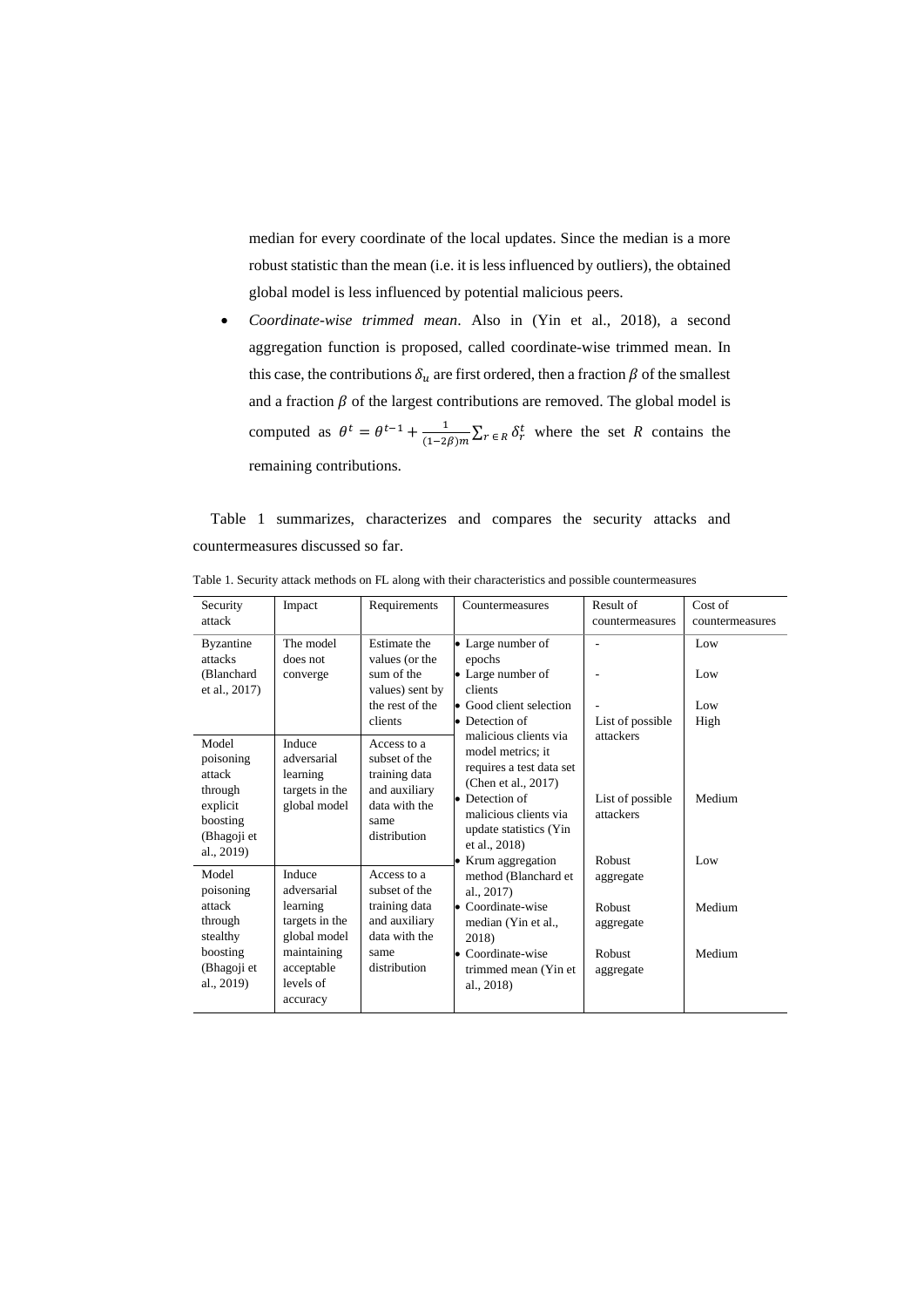median for every coordinate of the local updates. Since the median is a more robust statistic than the mean (i.e. it is less influenced by outliers), the obtained global model is less influenced by potential malicious peers.

- *Coordinate-wise trimmed mean*. Also in (Yin et al., 2018), a second aggregation function is proposed, called coordinate-wise trimmed mean. In this case, the contributions $\delta_u$ are first ordered, then a fraction $\beta$ of the smallest and a fraction $\beta$ of the largest contributions are removed. The global model is computed as $\theta^t = \theta^{t-1} + \frac{1}{(1-2\beta)m}\sum_{r \in R} \delta_r^t$ where the set $R$ contains the remaining contributions.

Table 1 summarizes, characterizes and compares the security attacks and countermeasures discussed so far.

Table 1. Security attack methods on FL along with their characteristics and possible countermeasures

| Security attack | Impact | Requirements | Countermeasures | Result of countermeasures | Cost of countermeasures |
|---|---|---|---|---|---|
| Byzantine attacks (Blanchard et al., 2017) | The model does not converge | Estimate the values (or the sum of the values) sent by the rest of the clients | • Large number of epochs | - | Low |
| | | | • Large number of clients | - | Low |
| | | | • Good client selection | - | Low |
| | | | • Detection of malicious clients via model metrics; it requires a test data set (Chen et al., 2017) | List of possible attackers | High |
| Model poisoning attack through explicit boosting (Bhagoji et al., 2019) | Induce adversarial learning targets in the global model | Access to a subset of the training data and auxiliary data with the same distribution | • Detection of malicious clients via update statistics (Yin et al., 2018) | List of possible attackers | Medium |
| Model poisoning attack through stealthy boosting (Bhagoji et al., 2019) | Induce adversarial learning targets in the global model maintaining acceptable levels of accuracy | Access to a subset of the training data and auxiliary data with the same distribution | • Krum aggregation method (Blanchard et al., 2017) | Robust aggregate | Low |
| | | | • Coordinate-wise median (Yin et al., 2018) | Robust aggregate | Medium |
| | | | • Coordinate-wise trimmed mean (Yin et al., 2018) | Robust aggregate | Medium |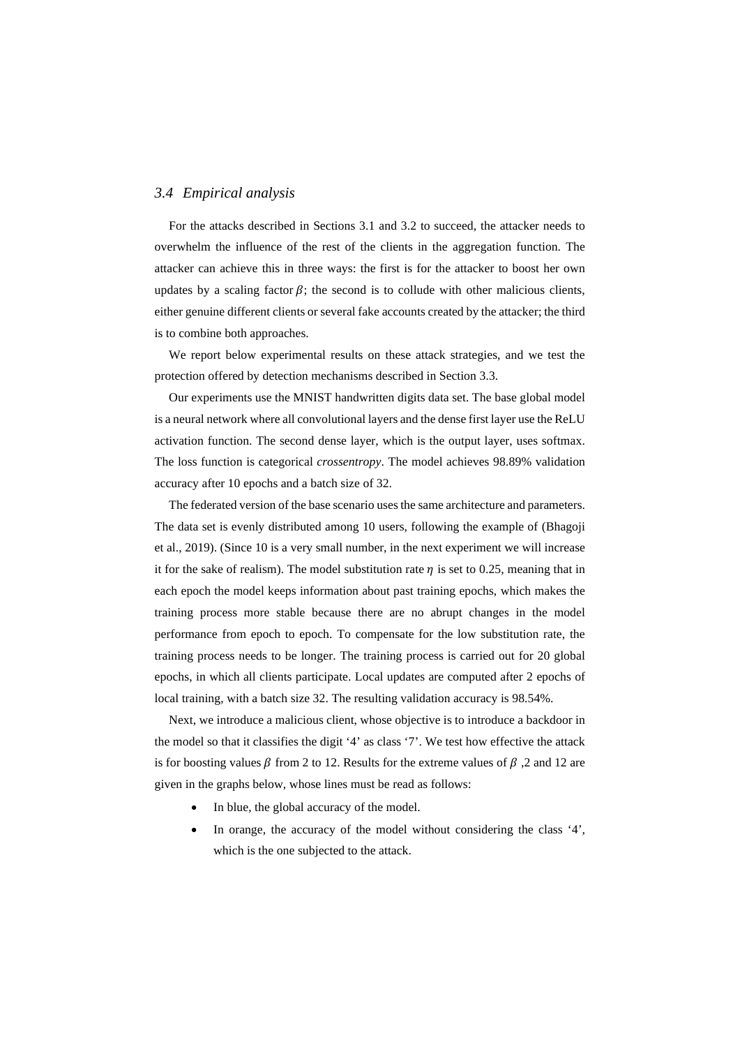### *3.4 Empirical analysis*

For the attacks described in Sections 3.1 and 3.2 to succeed, the attacker needs to overwhelm the influence of the rest of the clients in the aggregation function. The attacker can achieve this in three ways: the first is for the attacker to boost her own updates by a scaling factor $\beta$; the second is to collude with other malicious clients, either genuine different clients or several fake accounts created by the attacker; the third is to combine both approaches.

We report below experimental results on these attack strategies, and we test the protection offered by detection mechanisms described in Section 3.3.

Our experiments use the MNIST handwritten digits data set. The base global model is a neural network where all convolutional layers and the dense first layer use the ReLU activation function. The second dense layer, which is the output layer, uses softmax. The loss function is categorical *crossentropy*. The model achieves 98.89% validation accuracy after 10 epochs and a batch size of 32.

The federated version of the base scenario uses the same architecture and parameters. The data set is evenly distributed among 10 users, following the example of (Bhagoji et al., 2019). (Since 10 is a very small number, in the next experiment we will increase it for the sake of realism). The model substitution rate $\eta$ is set to 0.25, meaning that in each epoch the model keeps information about past training epochs, which makes the training process more stable because there are no abrupt changes in the model performance from epoch to epoch. To compensate for the low substitution rate, the training process needs to be longer. The training process is carried out for 20 global epochs, in which all clients participate. Local updates are computed after 2 epochs of local training, with a batch size 32. The resulting validation accuracy is 98.54%.

Next, we introduce a malicious client, whose objective is to introduce a backdoor in the model so that it classifies the digit '4' as class '7'. We test how effective the attack is for boosting values $\beta$ from 2 to 12. Results for the extreme values of $\beta$ ,2 and 12 are given in the graphs below, whose lines must be read as follows:

- In blue, the global accuracy of the model.
- In orange, the accuracy of the model without considering the class '4', which is the one subjected to the attack.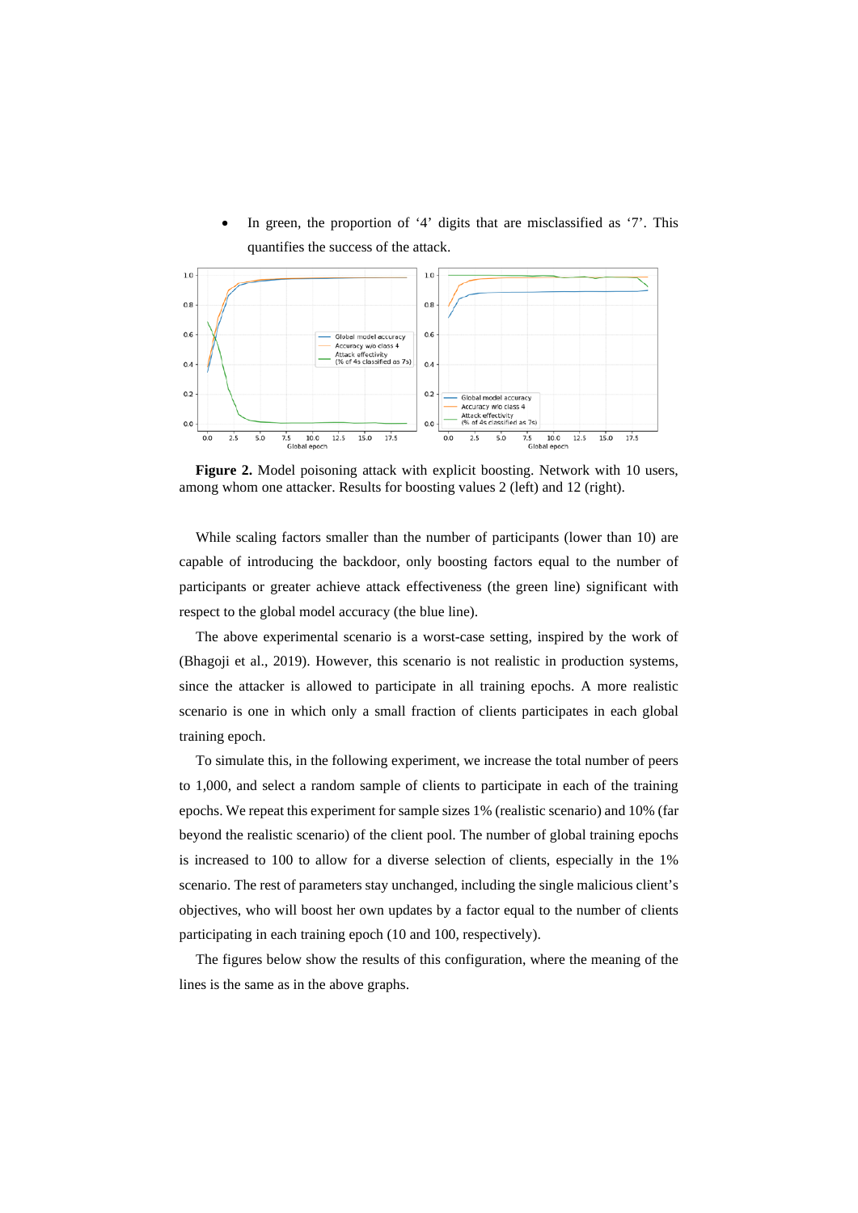- In green, the proportion of '4' digits that are misclassified as '7'. This quantifies the success of the attack.

**Figure 2.** Model poisoning attack with explicit boosting. Network with 10 users, among whom one attacker. Results for boosting values 2 (left) and 12 (right).

While scaling factors smaller than the number of participants (lower than 10) are capable of introducing the backdoor, only boosting factors equal to the number of participants or greater achieve attack effectiveness (the green line) significant with respect to the global model accuracy (the blue line).

The above experimental scenario is a worst-case setting, inspired by the work of (Bhagoji et al., 2019). However, this scenario is not realistic in production systems, since the attacker is allowed to participate in all training epochs. A more realistic scenario is one in which only a small fraction of clients participates in each global training epoch.

To simulate this, in the following experiment, we increase the total number of peers to 1,000, and select a random sample of clients to participate in each of the training epochs. We repeat this experiment for sample sizes 1% (realistic scenario) and 10% (far beyond the realistic scenario) of the client pool. The number of global training epochs is increased to 100 to allow for a diverse selection of clients, especially in the 1% scenario. The rest of parameters stay unchanged, including the single malicious client's objectives, who will boost her own updates by a factor equal to the number of clients participating in each training epoch (10 and 100, respectively).

The figures below show the results of this configuration, where the meaning of the lines is the same as in the above graphs.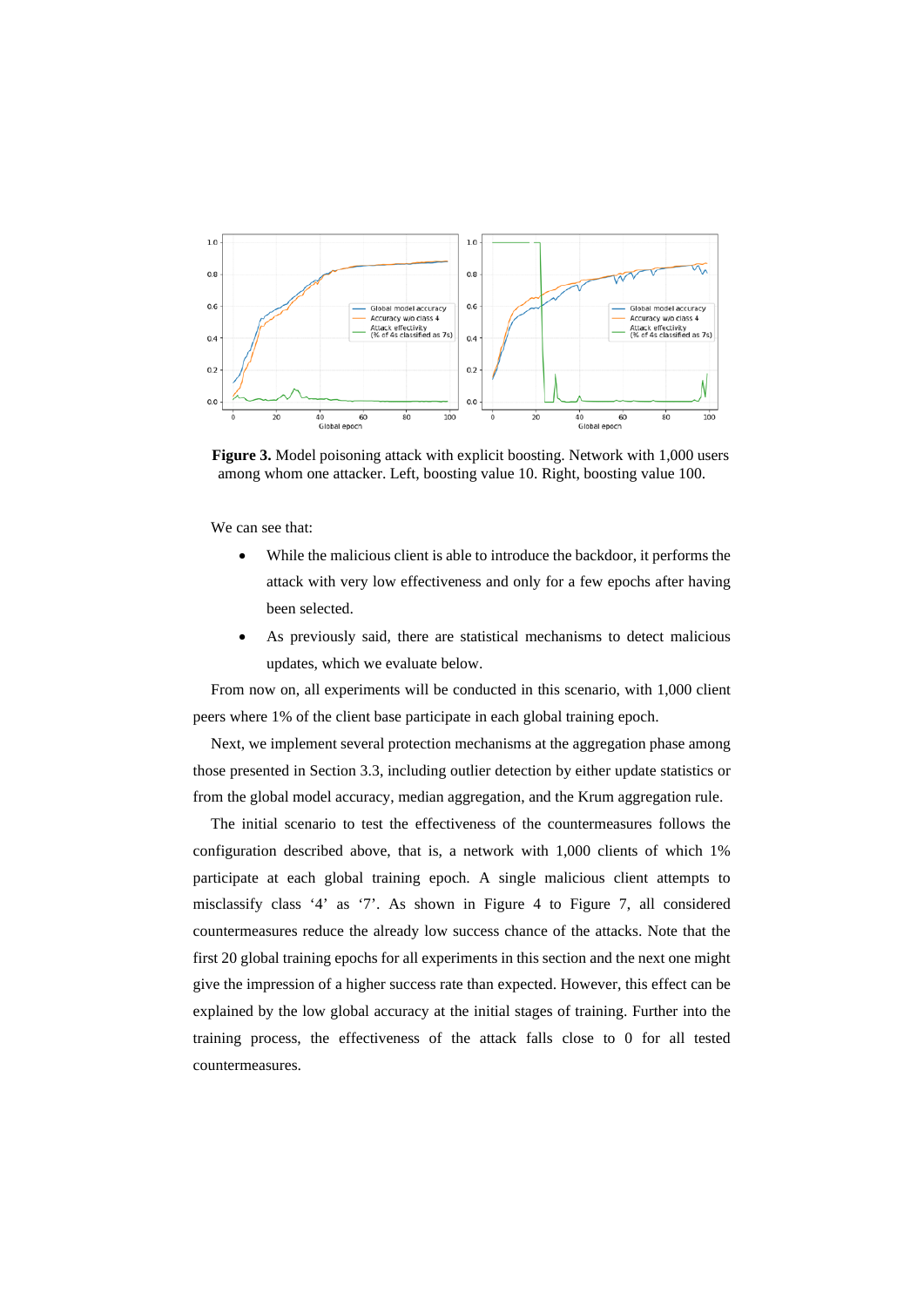**Figure 3.** Model poisoning attack with explicit boosting. Network with 1,000 users among whom one attacker. Left, boosting value 10. Right, boosting value 100.

We can see that:

- While the malicious client is able to introduce the backdoor, it performs the attack with very low effectiveness and only for a few epochs after having been selected.
- As previously said, there are statistical mechanisms to detect malicious updates, which we evaluate below.

From now on, all experiments will be conducted in this scenario, with 1,000 client peers where 1% of the client base participate in each global training epoch.

Next, we implement several protection mechanisms at the aggregation phase among those presented in Section 3.3, including outlier detection by either update statistics or from the global model accuracy, median aggregation, and the Krum aggregation rule.

The initial scenario to test the effectiveness of the countermeasures follows the configuration described above, that is, a network with 1,000 clients of which 1% participate at each global training epoch. A single malicious client attempts to misclassify class '4' as '7'. As shown in Figure 4 to Figure 7, all considered countermeasures reduce the already low success chance of the attacks. Note that the first 20 global training epochs for all experiments in this section and the next one might give the impression of a higher success rate than expected. However, this effect can be explained by the low global accuracy at the initial stages of training. Further into the training process, the effectiveness of the attack falls close to 0 for all tested countermeasures.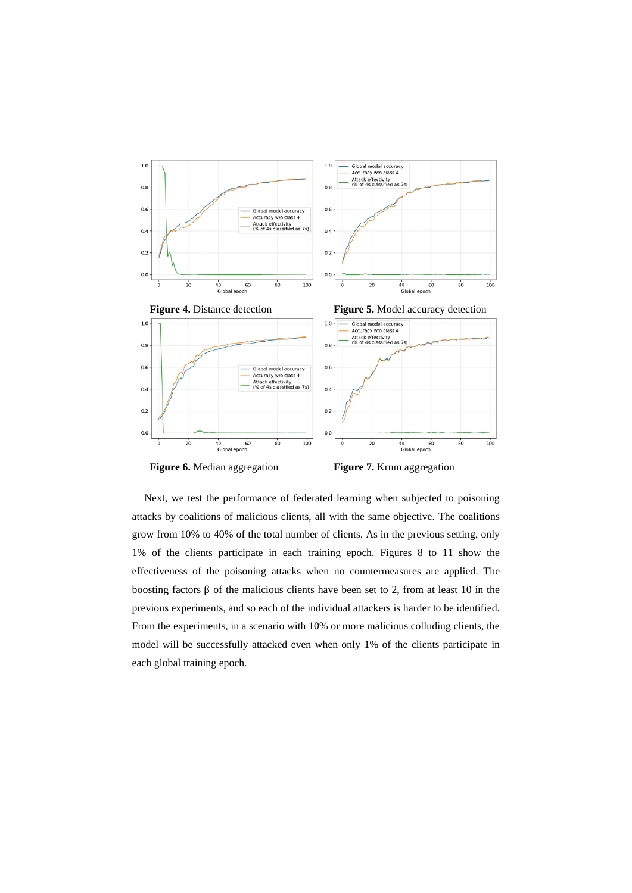**Figure 4.** Distance detection

**Figure 5.** Model accuracy detection

**Figure 6.** Median aggregation

**Figure 7.** Krum aggregation

Next, we test the performance of federated learning when subjected to poisoning attacks by coalitions of malicious clients, all with the same objective. The coalitions grow from 10% to 40% of the total number of clients. As in the previous setting, only 1% of the clients participate in each training epoch. Figures 8 to 11 show the effectiveness of the poisoning attacks when no countermeasures are applied. The boosting factors β of the malicious clients have been set to 2, from at least 10 in the previous experiments, and so each of the individual attackers is harder to be identified. From the experiments, in a scenario with 10% or more malicious colluding clients, the model will be successfully attacked even when only 1% of the clients participate in each global training epoch.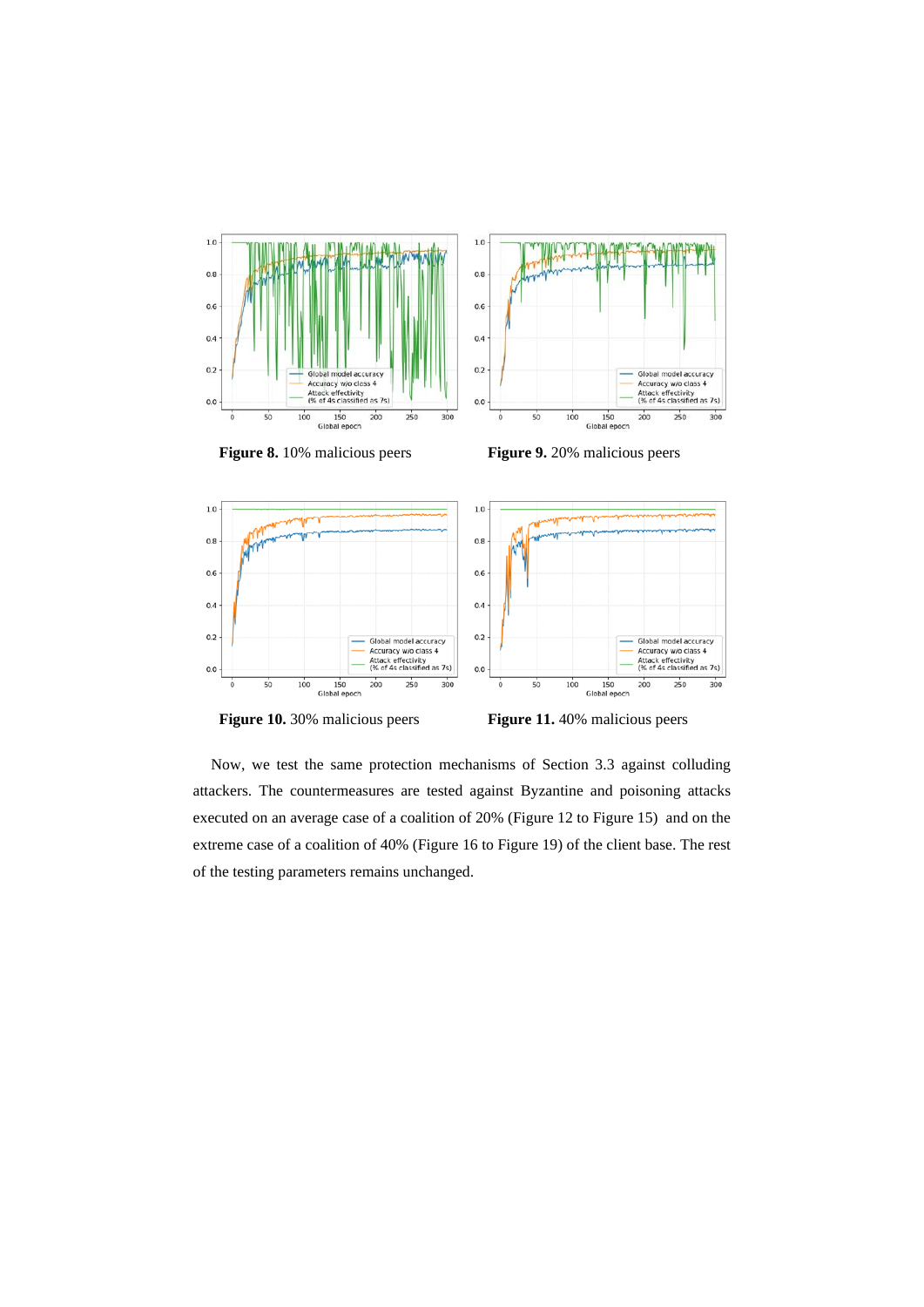**Figure 8.** 10% malicious peers

**Figure 9.** 20% malicious peers

**Figure 10.** 30% malicious peers

**Figure 11.** 40% malicious peers

Now, we test the same protection mechanisms of Section 3.3 against colluding attackers. The countermeasures are tested against Byzantine and poisoning attacks executed on an average case of a coalition of 20% (Figure 12 to Figure 15) and on the extreme case of a coalition of 40% (Figure 16 to Figure 19) of the client base. The rest of the testing parameters remains unchanged.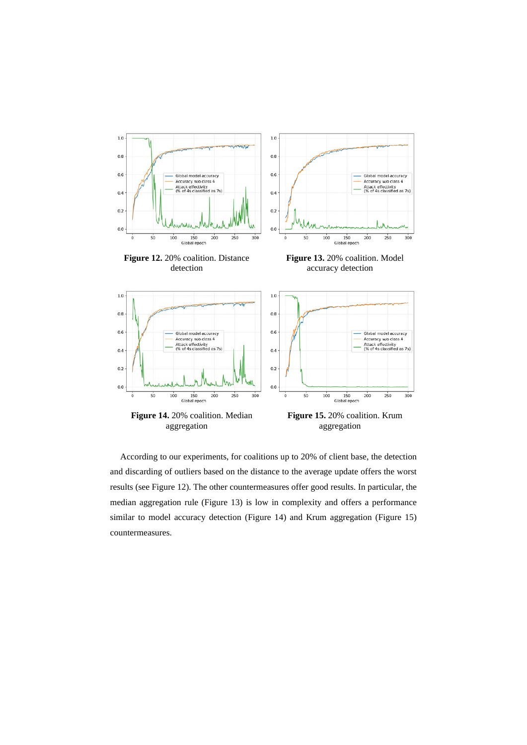**Figure 12.** 20% coalition. Distance detection

**Figure 13.** 20% coalition. Model accuracy detection

**Figure 14.** 20% coalition. Median aggregation

**Figure 15.** 20% coalition. Krum aggregation

According to our experiments, for coalitions up to 20% of client base, the detection and discarding of outliers based on the distance to the average update offers the worst results (see Figure 12). The other countermeasures offer good results. In particular, the median aggregation rule (Figure 13) is low in complexity and offers a performance similar to model accuracy detection (Figure 14) and Krum aggregation (Figure 15) countermeasures.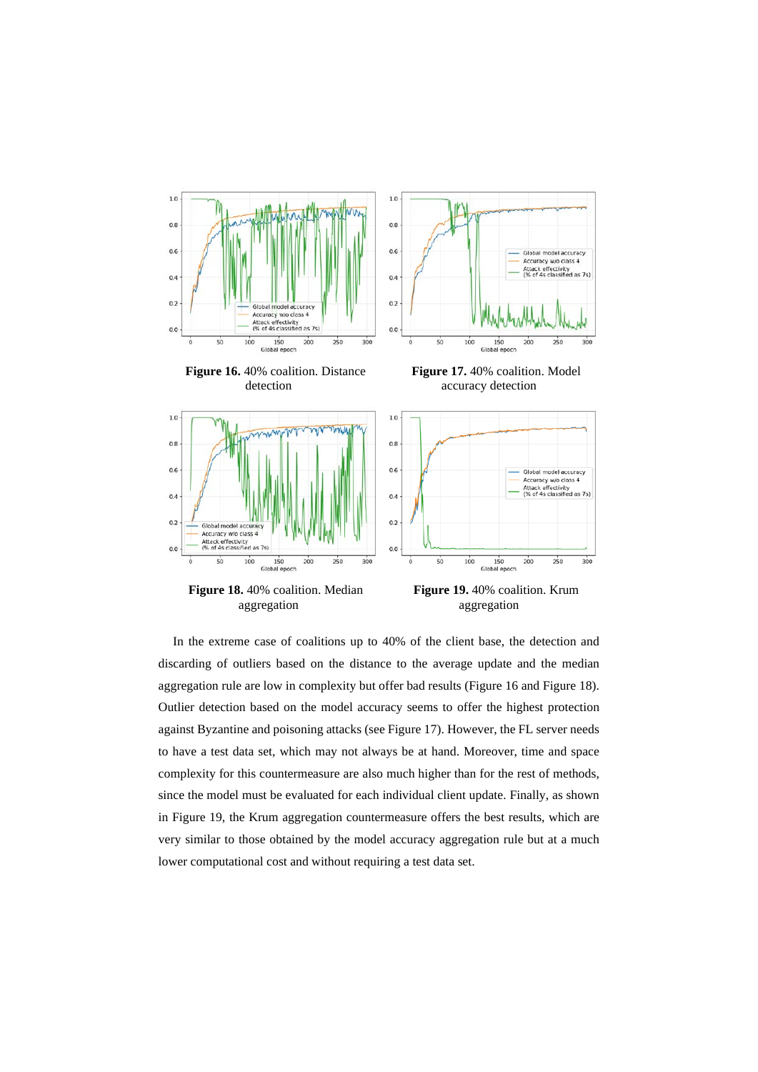**Figure 16.** 40% coalition. Distance detection

**Figure 17.** 40% coalition. Model accuracy detection

**Figure 18.** 40% coalition. Median aggregation

**Figure 19.** 40% coalition. Krum aggregation

In the extreme case of coalitions up to 40% of the client base, the detection and discarding of outliers based on the distance to the average update and the median aggregation rule are low in complexity but offer bad results (Figure 16 and Figure 18). Outlier detection based on the model accuracy seems to offer the highest protection against Byzantine and poisoning attacks (see Figure 17). However, the FL server needs to have a test data set, which may not always be at hand. Moreover, time and space complexity for this countermeasure are also much higher than for the rest of methods, since the model must be evaluated for each individual client update. Finally, as shown in Figure 19, the Krum aggregation countermeasure offers the best results, which are very similar to those obtained by the model accuracy aggregation rule but at a much lower computational cost and without requiring a test data set.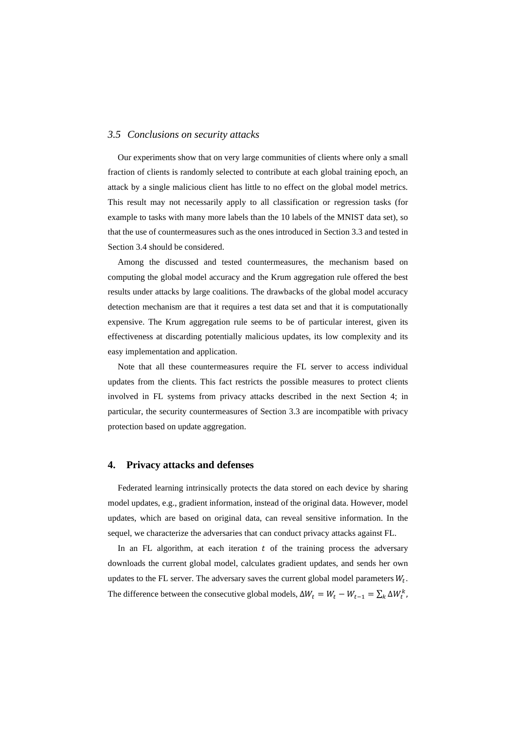### 3.5 Conclusions on security attacks

Our experiments show that on very large communities of clients where only a small fraction of clients is randomly selected to contribute at each global training epoch, an attack by a single malicious client has little to no effect on the global model metrics. This result may not necessarily apply to all classification or regression tasks (for example to tasks with many more labels than the 10 labels of the MNIST data set), so that the use of countermeasures such as the ones introduced in Section 3.3 and tested in Section 3.4 should be considered.

Among the discussed and tested countermeasures, the mechanism based on computing the global model accuracy and the Krum aggregation rule offered the best results under attacks by large coalitions. The drawbacks of the global model accuracy detection mechanism are that it requires a test data set and that it is computationally expensive. The Krum aggregation rule seems to be of particular interest, given its effectiveness at discarding potentially malicious updates, its low complexity and its easy implementation and application.

Note that all these countermeasures require the FL server to access individual updates from the clients. This fact restricts the possible measures to protect clients involved in FL systems from privacy attacks described in the next Section 4; in particular, the security countermeasures of Section 3.3 are incompatible with privacy protection based on update aggregation.

## 4. Privacy attacks and defenses

Federated learning intrinsically protects the data stored on each device by sharing model updates, e.g., gradient information, instead of the original data. However, model updates, which are based on original data, can reveal sensitive information. In the sequel, we characterize the adversaries that can conduct privacy attacks against FL.

In an FL algorithm, at each iteration $t$ of the training process the adversary downloads the current global model, calculates gradient updates, and sends her own updates to the FL server. The adversary saves the current global model parameters $W_t$. The difference between the consecutive global models, $\Delta W_t = W_t - W_{t-1} = \sum_k \Delta W_t^k$,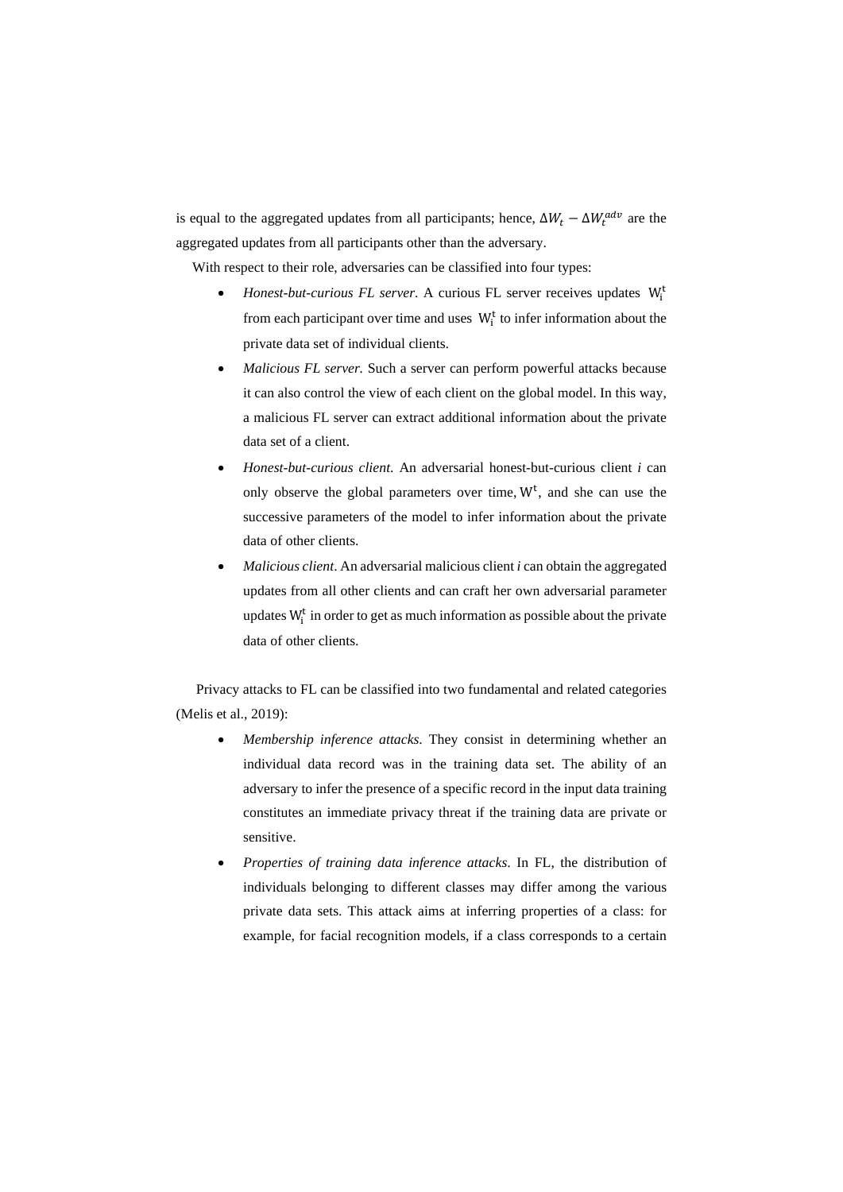is equal to the aggregated updates from all participants; hence, $\Delta W_t - \Delta W_t^{adv}$ are the aggregated updates from all participants other than the adversary.

With respect to their role, adversaries can be classified into four types:

- *Honest-but-curious FL server*. A curious FL server receives updates $W_i^t$ from each participant over time and uses $W_i^t$ to infer information about the private data set of individual clients.
- *Malicious FL server.* Such a server can perform powerful attacks because it can also control the view of each client on the global model. In this way, a malicious FL server can extract additional information about the private data set of a client.
- *Honest-but-curious client*. An adversarial honest-but-curious client *i* can only observe the global parameters over time, $W^t$, and she can use the successive parameters of the model to infer information about the private data of other clients.
- *Malicious client*. An adversarial malicious client *i* can obtain the aggregated updates from all other clients and can craft her own adversarial parameter updates $W_i^t$ in order to get as much information as possible about the private data of other clients.

Privacy attacks to FL can be classified into two fundamental and related categories (Melis et al., 2019):

- *Membership inference attacks*. They consist in determining whether an individual data record was in the training data set. The ability of an adversary to infer the presence of a specific record in the input data training constitutes an immediate privacy threat if the training data are private or sensitive.
- *Properties of training data inference attacks*. In FL, the distribution of individuals belonging to different classes may differ among the various private data sets. This attack aims at inferring properties of a class: for example, for facial recognition models, if a class corresponds to a certain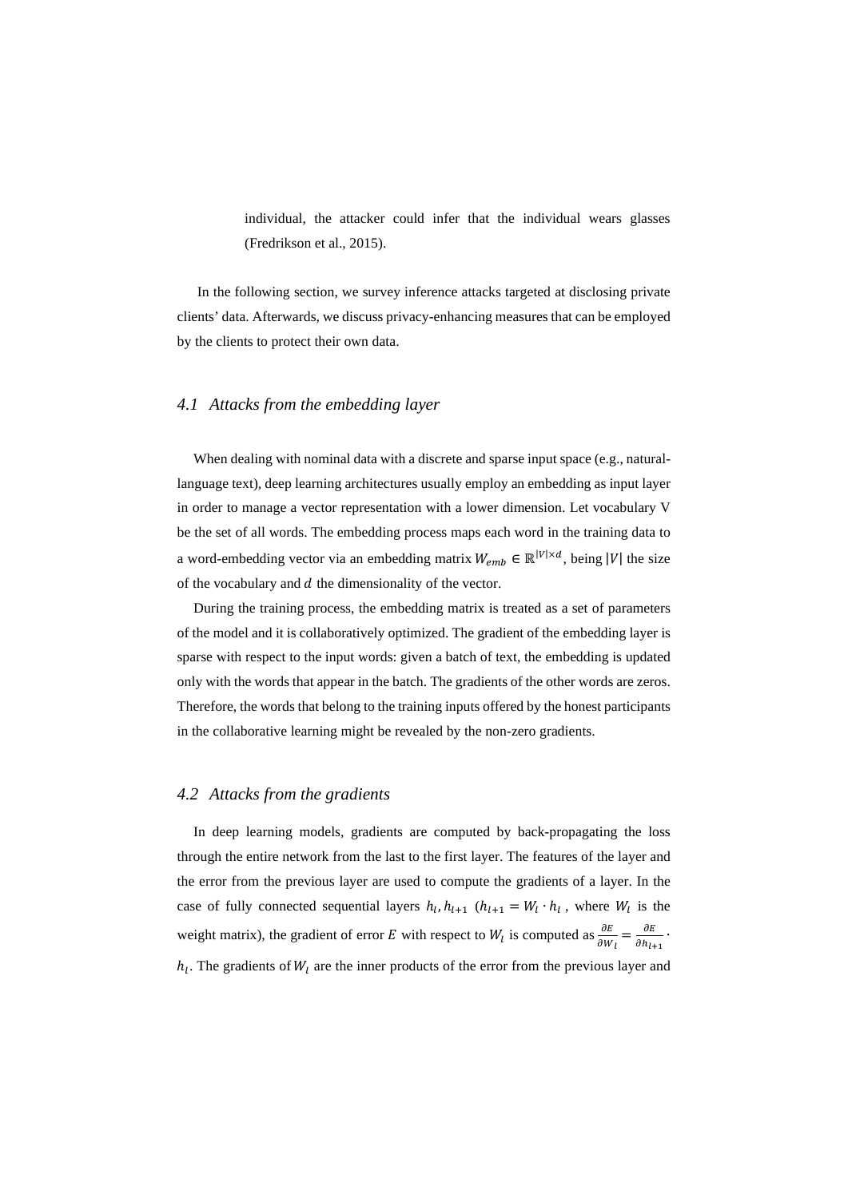individual, the attacker could infer that the individual wears glasses (Fredrikson et al., 2015).

In the following section, we survey inference attacks targeted at disclosing private clients' data. Afterwards, we discuss privacy-enhancing measures that can be employed by the clients to protect their own data.

### *4.1 Attacks from the embedding layer*

When dealing with nominal data with a discrete and sparse input space (e.g., natural-language text), deep learning architectures usually employ an embedding as input layer in order to manage a vector representation with a lower dimension. Let vocabulary V be the set of all words. The embedding process maps each word in the training data to a word-embedding vector via an embedding matrix $W_{emb} \in \mathbb{R}^{|V| \times d}$, being $|V|$ the size of the vocabulary and $d$ the dimensionality of the vector.

During the training process, the embedding matrix is treated as a set of parameters of the model and it is collaboratively optimized. The gradient of the embedding layer is sparse with respect to the input words: given a batch of text, the embedding is updated only with the words that appear in the batch. The gradients of the other words are zeros. Therefore, the words that belong to the training inputs offered by the honest participants in the collaborative learning might be revealed by the non-zero gradients.

### *4.2 Attacks from the gradients*

In deep learning models, gradients are computed by back-propagating the loss through the entire network from the last to the first layer. The features of the layer and the error from the previous layer are used to compute the gradients of a layer. In the case of fully connected sequential layers $h_l, h_{l+1}$ ($h_{l+1} = W_l \cdot h_l$, where $W_l$ is the weight matrix), the gradient of error $E$ with respect to $W_l$ is computed as $\frac{\partial E}{\partial W_l} = \frac{\partial E}{\partial h_{l+1}} \cdot h_l$. The gradients of $W_l$ are the inner products of the error from the previous layer and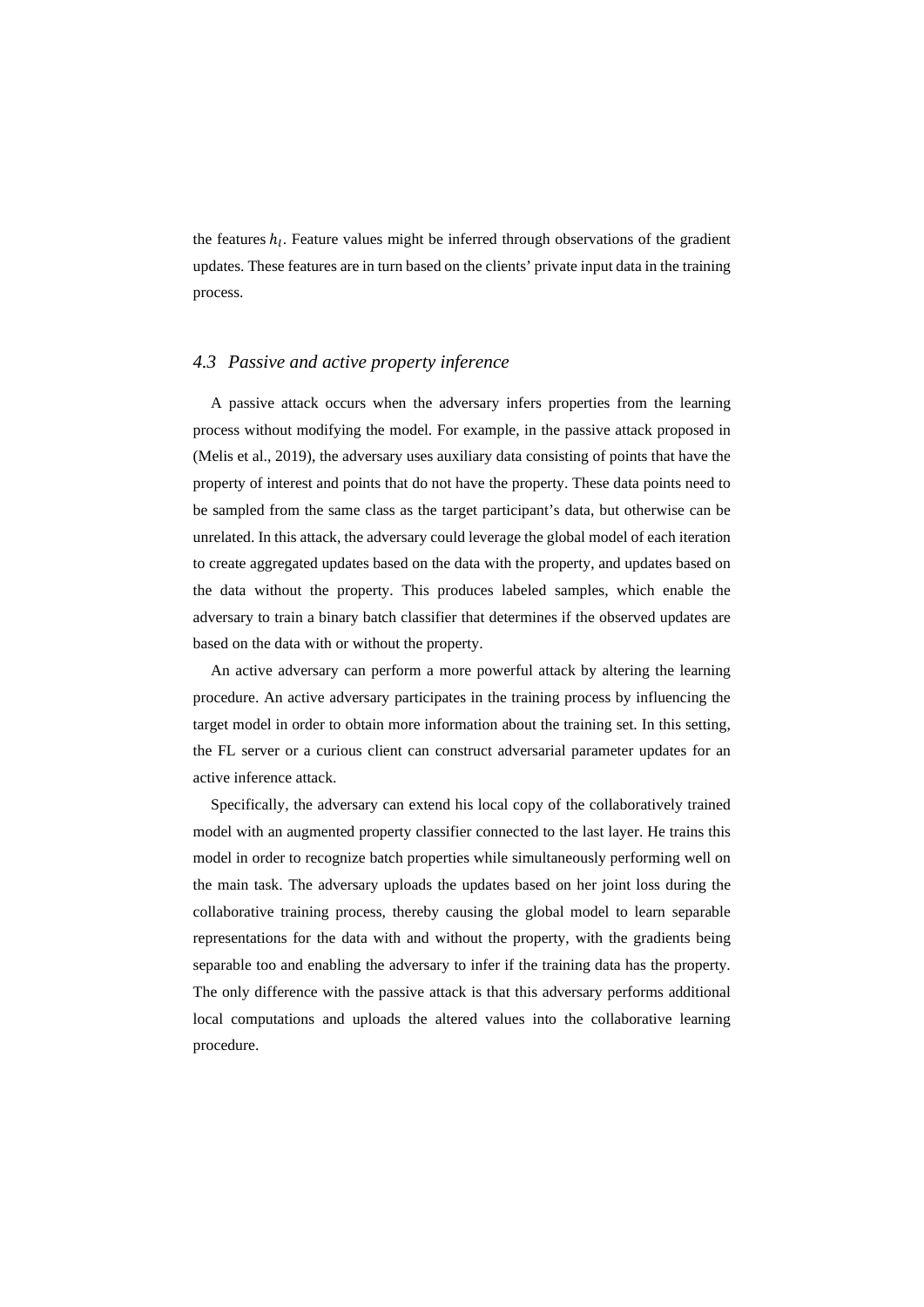the features $h_l$. Feature values might be inferred through observations of the gradient updates. These features are in turn based on the clients' private input data in the training process.

### *4.3 Passive and active property inference*

A passive attack occurs when the adversary infers properties from the learning process without modifying the model. For example, in the passive attack proposed in (Melis et al., 2019), the adversary uses auxiliary data consisting of points that have the property of interest and points that do not have the property. These data points need to be sampled from the same class as the target participant's data, but otherwise can be unrelated. In this attack, the adversary could leverage the global model of each iteration to create aggregated updates based on the data with the property, and updates based on the data without the property. This produces labeled samples, which enable the adversary to train a binary batch classifier that determines if the observed updates are based on the data with or without the property.

An active adversary can perform a more powerful attack by altering the learning procedure. An active adversary participates in the training process by influencing the target model in order to obtain more information about the training set. In this setting, the FL server or a curious client can construct adversarial parameter updates for an active inference attack.

Specifically, the adversary can extend his local copy of the collaboratively trained model with an augmented property classifier connected to the last layer. He trains this model in order to recognize batch properties while simultaneously performing well on the main task. The adversary uploads the updates based on her joint loss during the collaborative training process, thereby causing the global model to learn separable representations for the data with and without the property, with the gradients being separable too and enabling the adversary to infer if the training data has the property. The only difference with the passive attack is that this adversary performs additional local computations and uploads the altered values into the collaborative learning procedure.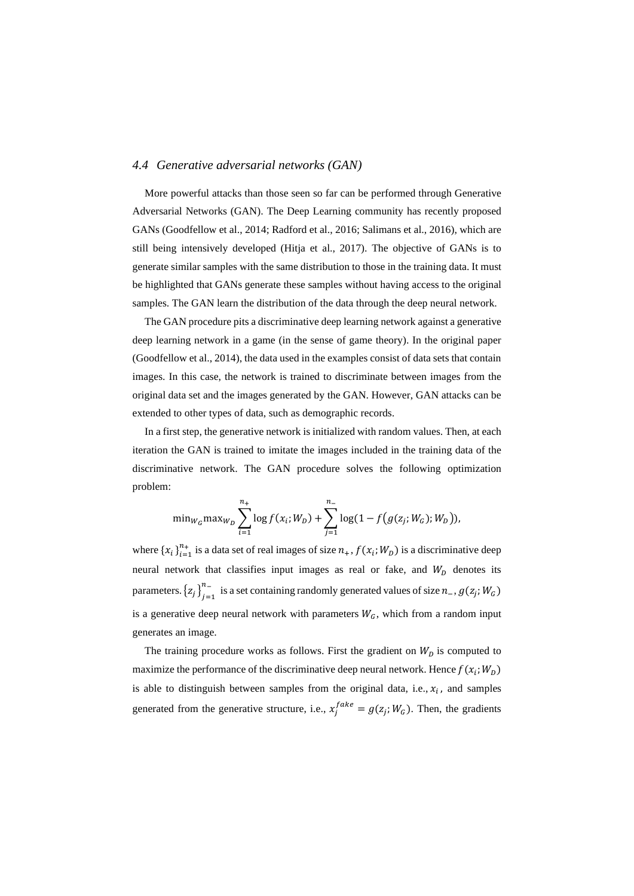### *4.4 Generative adversarial networks (GAN)*

More powerful attacks than those seen so far can be performed through Generative Adversarial Networks (GAN). The Deep Learning community has recently proposed GANs (Goodfellow et al., 2014; Radford et al., 2016; Salimans et al., 2016), which are still being intensively developed (Hitja et al., 2017). The objective of GANs is to generate similar samples with the same distribution to those in the training data. It must be highlighted that GANs generate these samples without having access to the original samples. The GAN learn the distribution of the data through the deep neural network.

The GAN procedure pits a discriminative deep learning network against a generative deep learning network in a game (in the sense of game theory). In the original paper (Goodfellow et al., 2014), the data used in the examples consist of data sets that contain images. In this case, the network is trained to discriminate between images from the original data set and the images generated by the GAN. However, GAN attacks can be extended to other types of data, such as demographic records.

In a first step, the generative network is initialized with random values. Then, at each iteration the GAN is trained to imitate the images included in the training data of the discriminative network. The GAN procedure solves the following optimization problem:

$$\min_{W_G} \max_{W_D} \sum_{i=1}^{n_+} \log f(x_i; W_D) + \sum_{j=1}^{n_-} \log(1 - f(g(z_j; W_G); W_D)),$$

where $\{x_i\}_{i=1}^{n_+}$ is a data set of real images of size $n_+$, $f(x_i; W_D)$ is a discriminative deep neural network that classifies input images as real or fake, and $W_D$ denotes its parameters. $\{z_j\}_{j=1}^{n_-}$ is a set containing randomly generated values of size $n_-$, $g(z_j; W_G)$ is a generative deep neural network with parameters $W_G$, which from a random input generates an image.

The training procedure works as follows. First the gradient on $W_D$ is computed to maximize the performance of the discriminative deep neural network. Hence $f(x_i; W_D)$ is able to distinguish between samples from the original data, i.e., $x_i$, and samples generated from the generative structure, i.e., $x_j^{fake} = g(z_j; W_G)$. Then, the gradients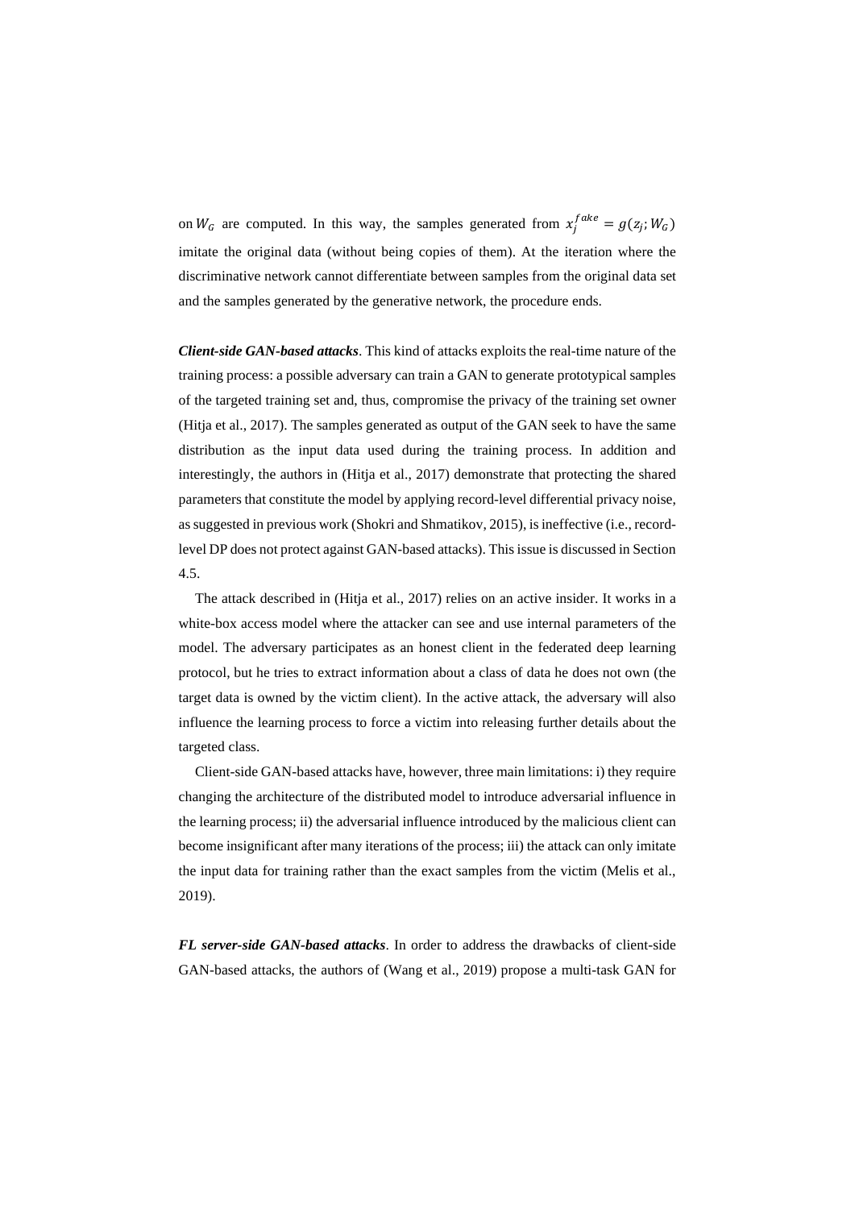on $W_G$ are computed. In this way, the samples generated from $x_j^{fake} = g(z_j; W_G)$ imitate the original data (without being copies of them). At the iteration where the discriminative network cannot differentiate between samples from the original data set and the samples generated by the generative network, the procedure ends.

***Client-side GAN-based attacks***. This kind of attacks exploits the real-time nature of the training process: a possible adversary can train a GAN to generate prototypical samples of the targeted training set and, thus, compromise the privacy of the training set owner (Hitja et al., 2017). The samples generated as output of the GAN seek to have the same distribution as the input data used during the training process. In addition and interestingly, the authors in (Hitja et al., 2017) demonstrate that protecting the shared parameters that constitute the model by applying record-level differential privacy noise, as suggested in previous work (Shokri and Shmatikov, 2015), is ineffective (i.e., record-level DP does not protect against GAN-based attacks). This issue is discussed in Section 4.5.

The attack described in (Hitja et al., 2017) relies on an active insider. It works in a white-box access model where the attacker can see and use internal parameters of the model. The adversary participates as an honest client in the federated deep learning protocol, but he tries to extract information about a class of data he does not own (the target data is owned by the victim client). In the active attack, the adversary will also influence the learning process to force a victim into releasing further details about the targeted class.

Client-side GAN-based attacks have, however, three main limitations: i) they require changing the architecture of the distributed model to introduce adversarial influence in the learning process; ii) the adversarial influence introduced by the malicious client can become insignificant after many iterations of the process; iii) the attack can only imitate the input data for training rather than the exact samples from the victim (Melis et al., 2019).

***FL server-side GAN-based attacks***. In order to address the drawbacks of client-side GAN-based attacks, the authors of (Wang et al., 2019) propose a multi-task GAN for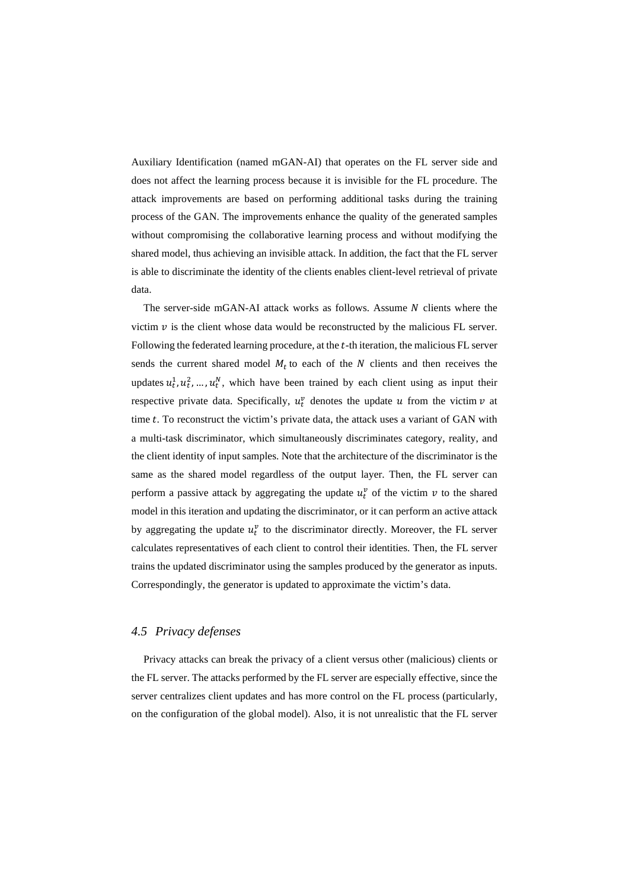Auxiliary Identification (named mGAN-AI) that operates on the FL server side and does not affect the learning process because it is invisible for the FL procedure. The attack improvements are based on performing additional tasks during the training process of the GAN. The improvements enhance the quality of the generated samples without compromising the collaborative learning process and without modifying the shared model, thus achieving an invisible attack. In addition, the fact that the FL server is able to discriminate the identity of the clients enables client-level retrieval of private data.

The server-side mGAN-AI attack works as follows. Assume $N$ clients where the victim $v$ is the client whose data would be reconstructed by the malicious FL server. Following the federated learning procedure, at the $t$-th iteration, the malicious FL server sends the current shared model $M_t$ to each of the $N$ clients and then receives the updates $u_t^1, u_t^2, \ldots, u_t^N$, which have been trained by each client using as input their respective private data. Specifically, $u_t^v$ denotes the update $u$ from the victim $v$ at time $t$. To reconstruct the victim's private data, the attack uses a variant of GAN with a multi-task discriminator, which simultaneously discriminates category, reality, and the client identity of input samples. Note that the architecture of the discriminator is the same as the shared model regardless of the output layer. Then, the FL server can perform a passive attack by aggregating the update $u_t^v$ of the victim $v$ to the shared model in this iteration and updating the discriminator, or it can perform an active attack by aggregating the update $u_t^v$ to the discriminator directly. Moreover, the FL server calculates representatives of each client to control their identities. Then, the FL server trains the updated discriminator using the samples produced by the generator as inputs. Correspondingly, the generator is updated to approximate the victim's data.

### 4.5 *Privacy defenses*

Privacy attacks can break the privacy of a client versus other (malicious) clients or the FL server. The attacks performed by the FL server are especially effective, since the server centralizes client updates and has more control on the FL process (particularly, on the configuration of the global model). Also, it is not unrealistic that the FL server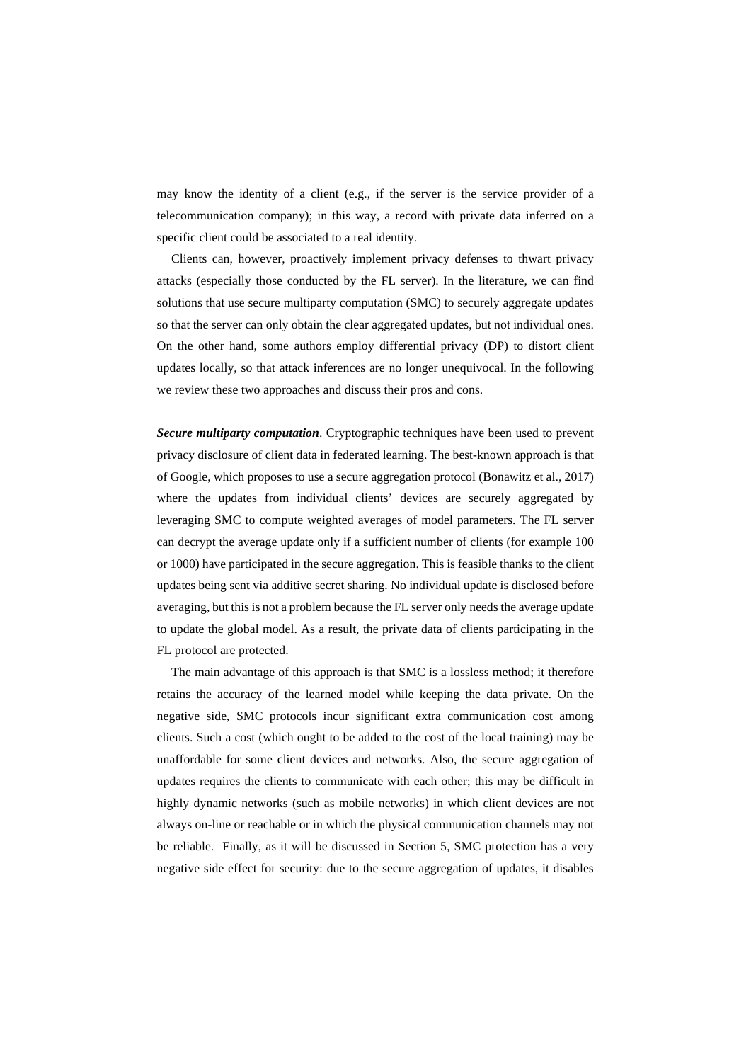may know the identity of a client (e.g., if the server is the service provider of a telecommunication company); in this way, a record with private data inferred on a specific client could be associated to a real identity.

Clients can, however, proactively implement privacy defenses to thwart privacy attacks (especially those conducted by the FL server). In the literature, we can find solutions that use secure multiparty computation (SMC) to securely aggregate updates so that the server can only obtain the clear aggregated updates, but not individual ones. On the other hand, some authors employ differential privacy (DP) to distort client updates locally, so that attack inferences are no longer unequivocal. In the following we review these two approaches and discuss their pros and cons.

***Secure multiparty computation***. Cryptographic techniques have been used to prevent privacy disclosure of client data in federated learning. The best-known approach is that of Google, which proposes to use a secure aggregation protocol (Bonawitz et al., 2017) where the updates from individual clients' devices are securely aggregated by leveraging SMC to compute weighted averages of model parameters. The FL server can decrypt the average update only if a sufficient number of clients (for example 100 or 1000) have participated in the secure aggregation. This is feasible thanks to the client updates being sent via additive secret sharing. No individual update is disclosed before averaging, but this is not a problem because the FL server only needs the average update to update the global model. As a result, the private data of clients participating in the FL protocol are protected.

The main advantage of this approach is that SMC is a lossless method; it therefore retains the accuracy of the learned model while keeping the data private. On the negative side, SMC protocols incur significant extra communication cost among clients. Such a cost (which ought to be added to the cost of the local training) may be unaffordable for some client devices and networks. Also, the secure aggregation of updates requires the clients to communicate with each other; this may be difficult in highly dynamic networks (such as mobile networks) in which client devices are not always on-line or reachable or in which the physical communication channels may not be reliable. Finally, as it will be discussed in Section 5, SMC protection has a very negative side effect for security: due to the secure aggregation of updates, it disables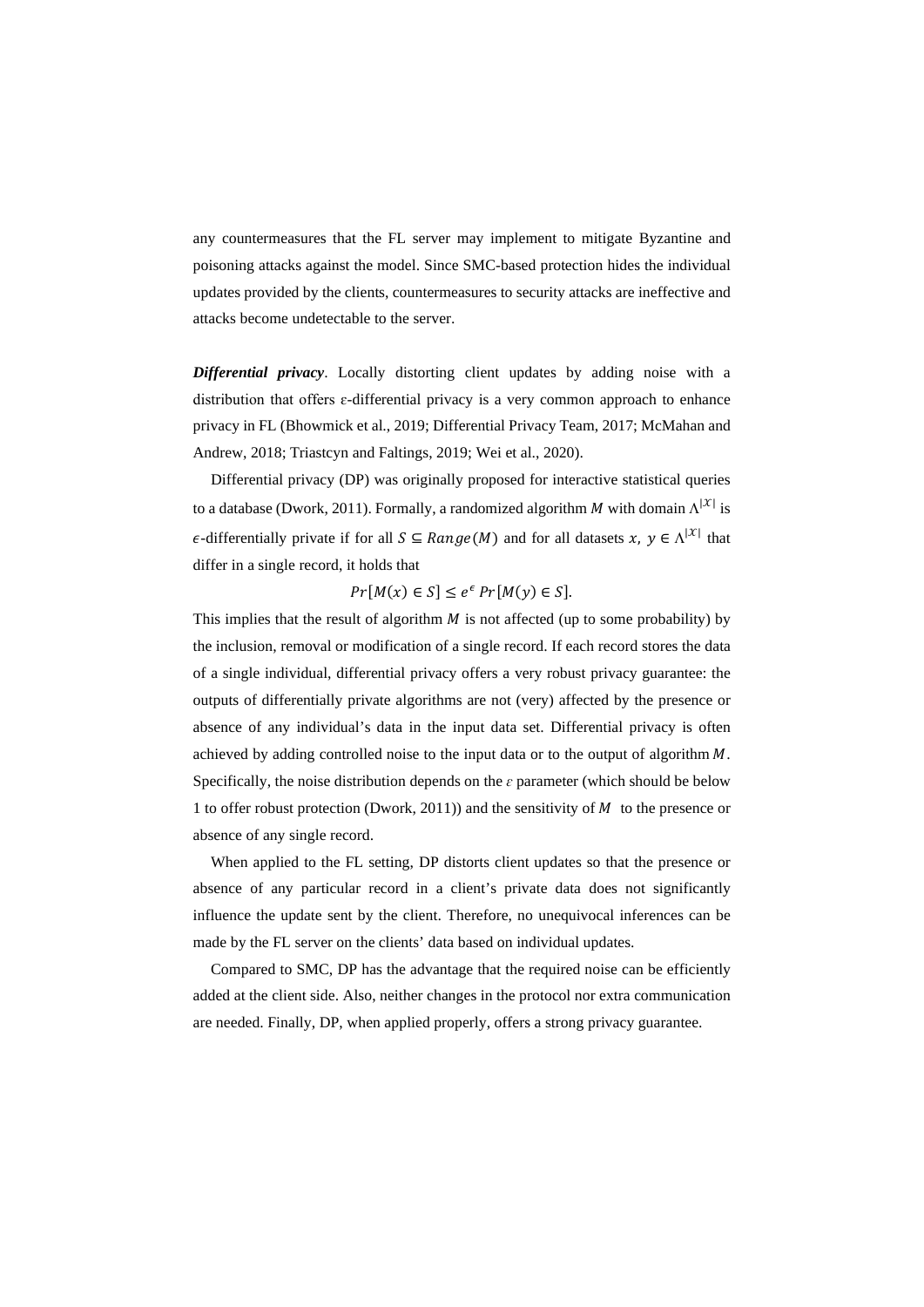any countermeasures that the FL server may implement to mitigate Byzantine and poisoning attacks against the model. Since SMC-based protection hides the individual updates provided by the clients, countermeasures to security attacks are ineffective and attacks become undetectable to the server.

***Differential privacy***. Locally distorting client updates by adding noise with a distribution that offers ε-differential privacy is a very common approach to enhance privacy in FL (Bhowmick et al., 2019; Differential Privacy Team, 2017; McMahan and Andrew, 2018; Triastcyn and Faltings, 2019; Wei et al., 2020).

Differential privacy (DP) was originally proposed for interactive statistical queries to a database (Dwork, 2011). Formally, a randomized algorithm $M$ with domain $\Lambda^{|\mathcal{X}|}$ is $\epsilon$-differentially private if for all $S \subseteq Range(M)$ and for all datasets $x,\ y \in \Lambda^{|\mathcal{X}|}$ that differ in a single record, it holds that

$$Pr[M(x) \in S] \leq e^{\epsilon}\, Pr[M(y) \in S].$$

This implies that the result of algorithm $M$ is not affected (up to some probability) by the inclusion, removal or modification of a single record. If each record stores the data of a single individual, differential privacy offers a very robust privacy guarantee: the outputs of differentially private algorithms are not (very) affected by the presence or absence of any individual's data in the input data set. Differential privacy is often achieved by adding controlled noise to the input data or to the output of algorithm $M$. Specifically, the noise distribution depends on the $\varepsilon$ parameter (which should be below 1 to offer robust protection (Dwork, 2011)) and the sensitivity of $M$ to the presence or absence of any single record.

When applied to the FL setting, DP distorts client updates so that the presence or absence of any particular record in a client's private data does not significantly influence the update sent by the client. Therefore, no unequivocal inferences can be made by the FL server on the clients' data based on individual updates.

Compared to SMC, DP has the advantage that the required noise can be efficiently added at the client side. Also, neither changes in the protocol nor extra communication are needed. Finally, DP, when applied properly, offers a strong privacy guarantee.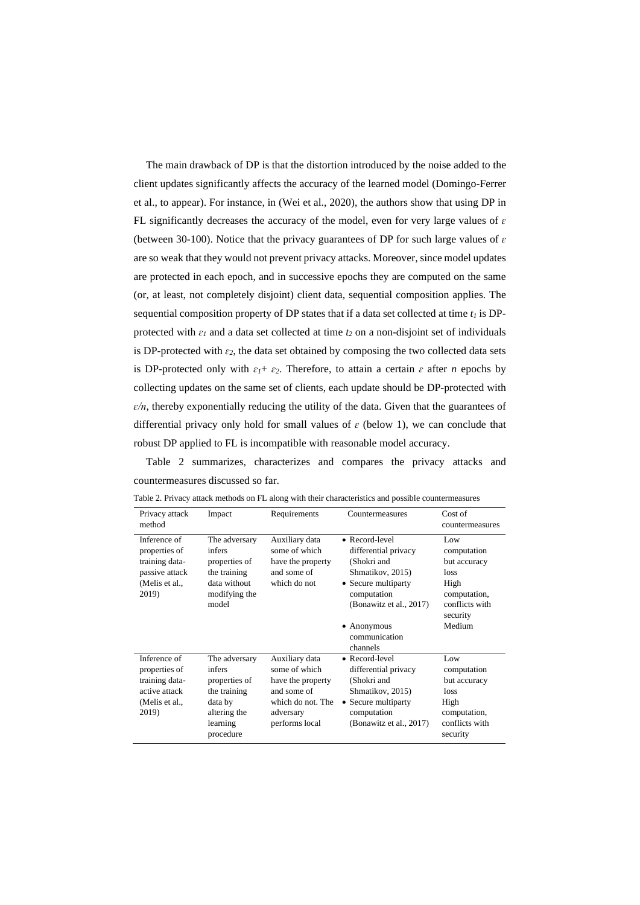The main drawback of DP is that the distortion introduced by the noise added to the client updates significantly affects the accuracy of the learned model (Domingo-Ferrer et al., to appear). For instance, in (Wei et al., 2020), the authors show that using DP in FL significantly decreases the accuracy of the model, even for very large values of $\varepsilon$ (between 30-100). Notice that the privacy guarantees of DP for such large values of $\varepsilon$ are so weak that they would not prevent privacy attacks. Moreover, since model updates are protected in each epoch, and in successive epochs they are computed on the same (or, at least, not completely disjoint) client data, sequential composition applies. The sequential composition property of DP states that if a data set collected at time $t_1$ is DP-protected with $\varepsilon_1$ and a data set collected at time $t_2$ on a non-disjoint set of individuals is DP-protected with $\varepsilon_2$, the data set obtained by composing the two collected data sets is DP-protected only with $\varepsilon_1 + \varepsilon_2$. Therefore, to attain a certain $\varepsilon$ after $n$ epochs by collecting updates on the same set of clients, each update should be DP-protected with $\varepsilon/n$, thereby exponentially reducing the utility of the data. Given that the guarantees of differential privacy only hold for small values of $\varepsilon$ (below 1), we can conclude that robust DP applied to FL is incompatible with reasonable model accuracy.

Table 2 summarizes, characterizes and compares the privacy attacks and countermeasures discussed so far.

Table 2. Privacy attack methods on FL along with their characteristics and possible countermeasures

| Privacy attack method | Impact | Requirements | Countermeasures | Cost of countermeasures |
|---|---|---|---|---|
| Inference of properties of training data-passive attack (Melis et al., 2019) | The adversary infers properties of the training data without modifying the model | Auxiliary data some of which have the property and some of which do not | • Record-level differential privacy (Shokri and Shmatikov, 2015)<br>• Secure multiparty computation (Bonawitz et al., 2017)<br>• Anonymous communication channels | Low computation but accuracy loss<br>High computation, conflicts with security<br>Medium |
| Inference of properties of training data-active attack (Melis et al., 2019) | The adversary infers properties of the training data by altering the learning procedure | Auxiliary data some of which have the property and some of which do not. The adversary performs local | • Record-level differential privacy (Shokri and Shmatikov, 2015)<br>• Secure multiparty computation (Bonawitz et al., 2017) | Low computation but accuracy loss<br>High computation, conflicts with security |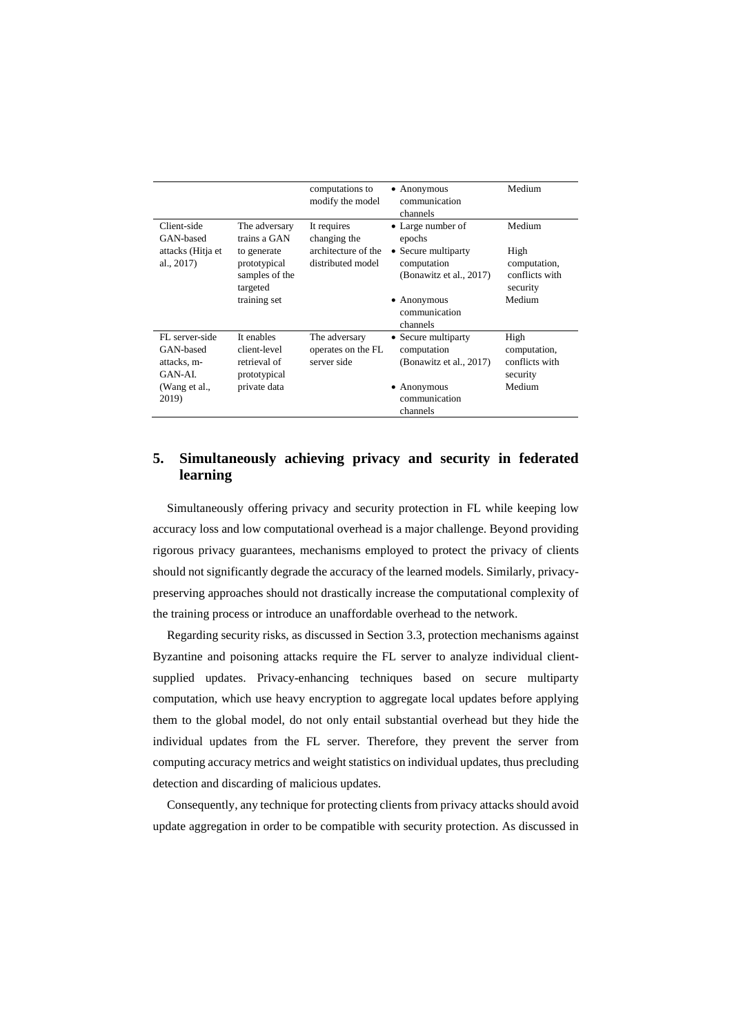| | | computations to modify the model | • Anonymous communication channels | Medium |
|---|---|---|---|---|
| Client-side GAN-based attacks (Hitja et al., 2017) | The adversary trains a GAN to generate prototypical samples of the targeted training set | It requires changing the architecture of the distributed model | • Large number of epochs<br>• Secure multiparty computation (Bonawitz et al., 2017)<br>• Anonymous communication channels | Medium<br>High computation, conflicts with security<br>Medium |
| FL server-side GAN-based attacks, m-GAN-AI. (Wang et al., 2019) | It enables client-level retrieval of prototypical private data | The adversary operates on the FL server side | • Secure multiparty computation (Bonawitz et al., 2017)<br>• Anonymous communication channels | High computation, conflicts with security<br>Medium |

## 5. Simultaneously achieving privacy and security in federated learning

Simultaneously offering privacy and security protection in FL while keeping low accuracy loss and low computational overhead is a major challenge. Beyond providing rigorous privacy guarantees, mechanisms employed to protect the privacy of clients should not significantly degrade the accuracy of the learned models. Similarly, privacy-preserving approaches should not drastically increase the computational complexity of the training process or introduce an unaffordable overhead to the network.

Regarding security risks, as discussed in Section 3.3, protection mechanisms against Byzantine and poisoning attacks require the FL server to analyze individual client-supplied updates. Privacy-enhancing techniques based on secure multiparty computation, which use heavy encryption to aggregate local updates before applying them to the global model, do not only entail substantial overhead but they hide the individual updates from the FL server. Therefore, they prevent the server from computing accuracy metrics and weight statistics on individual updates, thus precluding detection and discarding of malicious updates.

Consequently, any technique for protecting clients from privacy attacks should avoid update aggregation in order to be compatible with security protection. As discussed in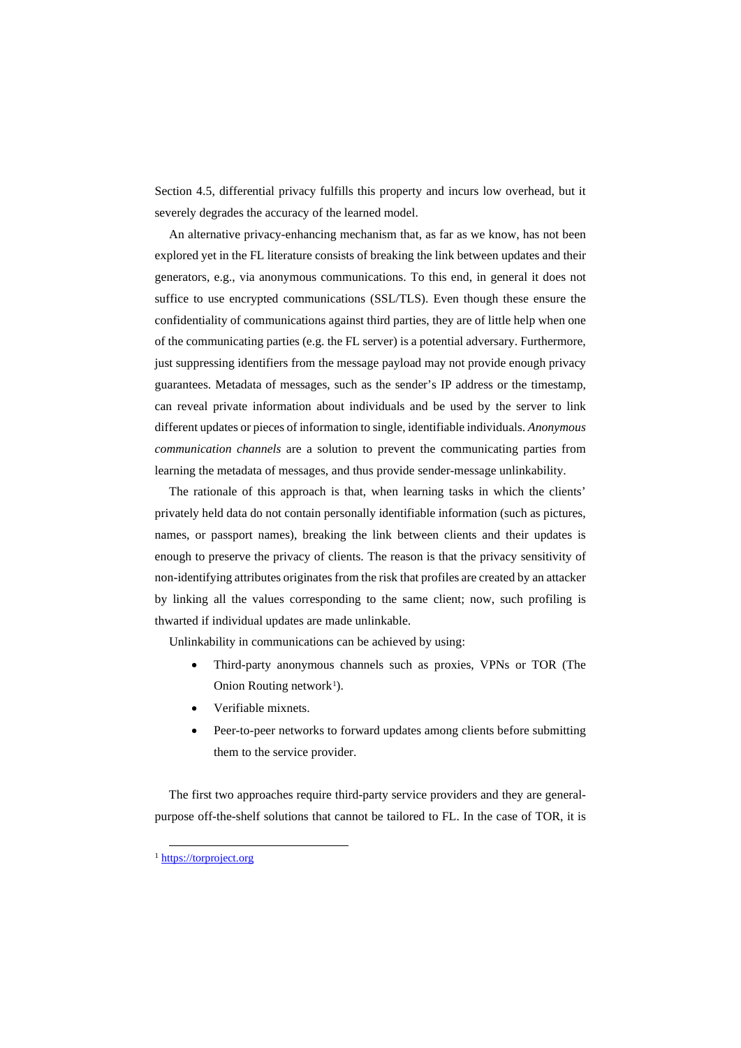Section 4.5, differential privacy fulfills this property and incurs low overhead, but it severely degrades the accuracy of the learned model.

An alternative privacy-enhancing mechanism that, as far as we know, has not been explored yet in the FL literature consists of breaking the link between updates and their generators, e.g., via anonymous communications. To this end, in general it does not suffice to use encrypted communications (SSL/TLS). Even though these ensure the confidentiality of communications against third parties, they are of little help when one of the communicating parties (e.g. the FL server) is a potential adversary. Furthermore, just suppressing identifiers from the message payload may not provide enough privacy guarantees. Metadata of messages, such as the sender's IP address or the timestamp, can reveal private information about individuals and be used by the server to link different updates or pieces of information to single, identifiable individuals. *Anonymous communication channels* are a solution to prevent the communicating parties from learning the metadata of messages, and thus provide sender-message unlinkability.

The rationale of this approach is that, when learning tasks in which the clients' privately held data do not contain personally identifiable information (such as pictures, names, or passport names), breaking the link between clients and their updates is enough to preserve the privacy of clients. The reason is that the privacy sensitivity of non-identifying attributes originates from the risk that profiles are created by an attacker by linking all the values corresponding to the same client; now, such profiling is thwarted if individual updates are made unlinkable.

Unlinkability in communications can be achieved by using:

- Third-party anonymous channels such as proxies, VPNs or TOR (The Onion Routing network[1]).
- Verifiable mixnets.
- Peer-to-peer networks to forward updates among clients before submitting them to the service provider.

The first two approaches require third-party service providers and they are general-purpose off-the-shelf solutions that cannot be tailored to FL. In the case of TOR, it is

[1] https://torproject.org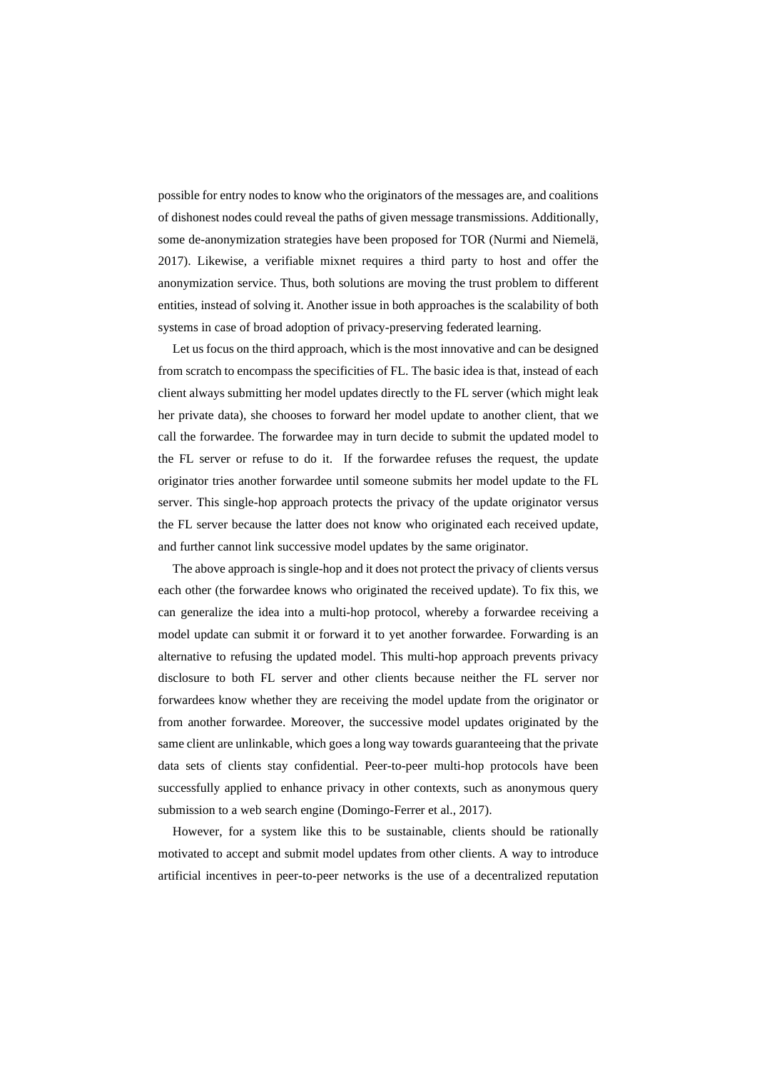possible for entry nodes to know who the originators of the messages are, and coalitions of dishonest nodes could reveal the paths of given message transmissions. Additionally, some de-anonymization strategies have been proposed for TOR (Nurmi and Niemelä, 2017). Likewise, a verifiable mixnet requires a third party to host and offer the anonymization service. Thus, both solutions are moving the trust problem to different entities, instead of solving it. Another issue in both approaches is the scalability of both systems in case of broad adoption of privacy-preserving federated learning.

Let us focus on the third approach, which is the most innovative and can be designed from scratch to encompass the specificities of FL. The basic idea is that, instead of each client always submitting her model updates directly to the FL server (which might leak her private data), she chooses to forward her model update to another client, that we call the forwardee. The forwardee may in turn decide to submit the updated model to the FL server or refuse to do it. If the forwardee refuses the request, the update originator tries another forwardee until someone submits her model update to the FL server. This single-hop approach protects the privacy of the update originator versus the FL server because the latter does not know who originated each received update, and further cannot link successive model updates by the same originator.

The above approach is single-hop and it does not protect the privacy of clients versus each other (the forwardee knows who originated the received update). To fix this, we can generalize the idea into a multi-hop protocol, whereby a forwardee receiving a model update can submit it or forward it to yet another forwardee. Forwarding is an alternative to refusing the updated model. This multi-hop approach prevents privacy disclosure to both FL server and other clients because neither the FL server nor forwardees know whether they are receiving the model update from the originator or from another forwardee. Moreover, the successive model updates originated by the same client are unlinkable, which goes a long way towards guaranteeing that the private data sets of clients stay confidential. Peer-to-peer multi-hop protocols have been successfully applied to enhance privacy in other contexts, such as anonymous query submission to a web search engine (Domingo-Ferrer et al., 2017).

However, for a system like this to be sustainable, clients should be rationally motivated to accept and submit model updates from other clients. A way to introduce artificial incentives in peer-to-peer networks is the use of a decentralized reputation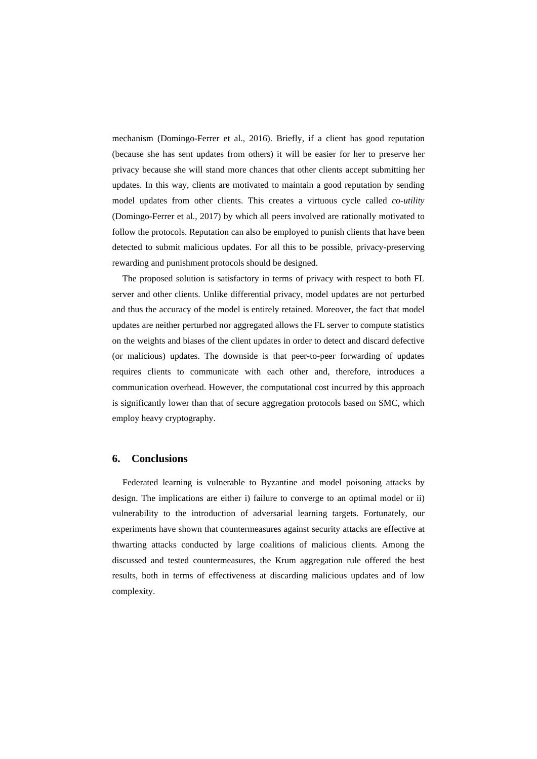mechanism (Domingo-Ferrer et al., 2016). Briefly, if a client has good reputation (because she has sent updates from others) it will be easier for her to preserve her privacy because she will stand more chances that other clients accept submitting her updates. In this way, clients are motivated to maintain a good reputation by sending model updates from other clients. This creates a virtuous cycle called *co-utility* (Domingo-Ferrer et al., 2017) by which all peers involved are rationally motivated to follow the protocols. Reputation can also be employed to punish clients that have been detected to submit malicious updates. For all this to be possible, privacy-preserving rewarding and punishment protocols should be designed.

The proposed solution is satisfactory in terms of privacy with respect to both FL server and other clients. Unlike differential privacy, model updates are not perturbed and thus the accuracy of the model is entirely retained. Moreover, the fact that model updates are neither perturbed nor aggregated allows the FL server to compute statistics on the weights and biases of the client updates in order to detect and discard defective (or malicious) updates. The downside is that peer-to-peer forwarding of updates requires clients to communicate with each other and, therefore, introduces a communication overhead. However, the computational cost incurred by this approach is significantly lower than that of secure aggregation protocols based on SMC, which employ heavy cryptography.

## 6. Conclusions

Federated learning is vulnerable to Byzantine and model poisoning attacks by design. The implications are either i) failure to converge to an optimal model or ii) vulnerability to the introduction of adversarial learning targets. Fortunately, our experiments have shown that countermeasures against security attacks are effective at thwarting attacks conducted by large coalitions of malicious clients. Among the discussed and tested countermeasures, the Krum aggregation rule offered the best results, both in terms of effectiveness at discarding malicious updates and of low complexity.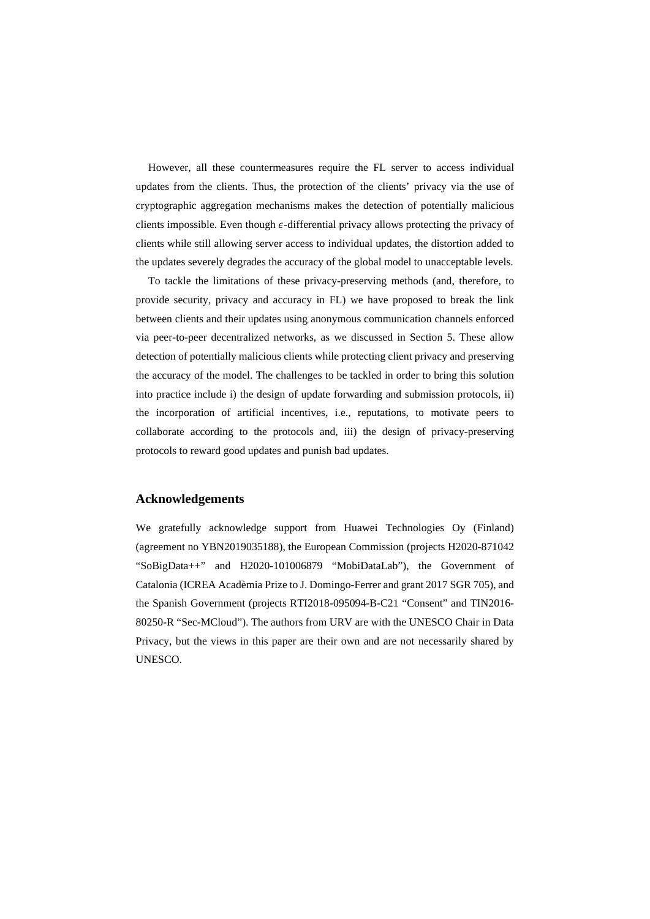However, all these countermeasures require the FL server to access individual updates from the clients. Thus, the protection of the clients' privacy via the use of cryptographic aggregation mechanisms makes the detection of potentially malicious clients impossible. Even though $\epsilon$-differential privacy allows protecting the privacy of clients while still allowing server access to individual updates, the distortion added to the updates severely degrades the accuracy of the global model to unacceptable levels.

To tackle the limitations of these privacy-preserving methods (and, therefore, to provide security, privacy and accuracy in FL) we have proposed to break the link between clients and their updates using anonymous communication channels enforced via peer-to-peer decentralized networks, as we discussed in Section 5. These allow detection of potentially malicious clients while protecting client privacy and preserving the accuracy of the model. The challenges to be tackled in order to bring this solution into practice include i) the design of update forwarding and submission protocols, ii) the incorporation of artificial incentives, i.e., reputations, to motivate peers to collaborate according to the protocols and, iii) the design of privacy-preserving protocols to reward good updates and punish bad updates.

## Acknowledgements

We gratefully acknowledge support from Huawei Technologies Oy (Finland) (agreement no YBN2019035188), the European Commission (projects H2020-871042 "SoBigData++" and H2020-101006879 "MobiDataLab"), the Government of Catalonia (ICREA Acadèmia Prize to J. Domingo-Ferrer and grant 2017 SGR 705), and the Spanish Government (projects RTI2018-095094-B-C21 "Consent" and TIN2016-80250-R "Sec-MCloud"). The authors from URV are with the UNESCO Chair in Data Privacy, but the views in this paper are their own and are not necessarily shared by UNESCO.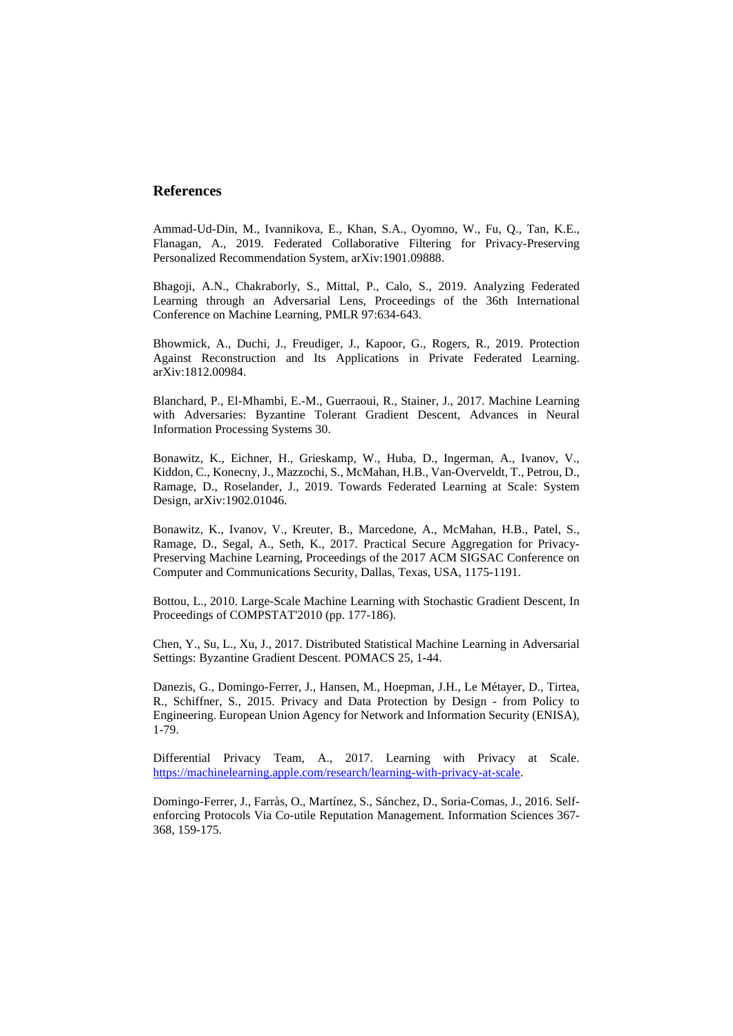## References

Ammad-Ud-Din, M., Ivannikova, E., Khan, S.A., Oyomno, W., Fu, Q., Tan, K.E., Flanagan, A., 2019. Federated Collaborative Filtering for Privacy-Preserving Personalized Recommendation System, arXiv:1901.09888.

Bhagoji, A.N., Chakraborly, S., Mittal, P., Calo, S., 2019. Analyzing Federated Learning through an Adversarial Lens, Proceedings of the 36th International Conference on Machine Learning, PMLR 97:634-643.

Bhowmick, A., Duchi, J., Freudiger, J., Kapoor, G., Rogers, R., 2019. Protection Against Reconstruction and Its Applications in Private Federated Learning. arXiv:1812.00984.

Blanchard, P., El-Mhambi, E.-M., Guerraoui, R., Stainer, J., 2017. Machine Learning with Adversaries: Byzantine Tolerant Gradient Descent, Advances in Neural Information Processing Systems 30.

Bonawitz, K., Eichner, H., Grieskamp, W., Huba, D., Ingerman, A., Ivanov, V., Kiddon, C., Konecny, J., Mazzochi, S., McMahan, H.B., Van-Overveldt, T., Petrou, D., Ramage, D., Roselander, J., 2019. Towards Federated Learning at Scale: System Design, arXiv:1902.01046.

Bonawitz, K., Ivanov, V., Kreuter, B., Marcedone, A., McMahan, H.B., Patel, S., Ramage, D., Segal, A., Seth, K., 2017. Practical Secure Aggregation for Privacy-Preserving Machine Learning, Proceedings of the 2017 ACM SIGSAC Conference on Computer and Communications Security, Dallas, Texas, USA, 1175-1191.

Bottou, L., 2010. Large-Scale Machine Learning with Stochastic Gradient Descent, In Proceedings of COMPSTAT'2010 (pp. 177-186).

Chen, Y., Su, L., Xu, J., 2017. Distributed Statistical Machine Learning in Adversarial Settings: Byzantine Gradient Descent. POMACS 25, 1-44.

Danezis, G., Domingo-Ferrer, J., Hansen, M., Hoepman, J.H., Le Métayer, D., Tirtea, R., Schiffner, S., 2015. Privacy and Data Protection by Design - from Policy to Engineering. European Union Agency for Network and Information Security (ENISA), 1-79.

Differential Privacy Team, A., 2017. Learning with Privacy at Scale. https://machinelearning.apple.com/research/learning-with-privacy-at-scale.

Domingo-Ferrer, J., Farràs, O., Martínez, S., Sánchez, D., Soria-Comas, J., 2016. Self-enforcing Protocols Via Co-utile Reputation Management. Information Sciences 367-368, 159-175.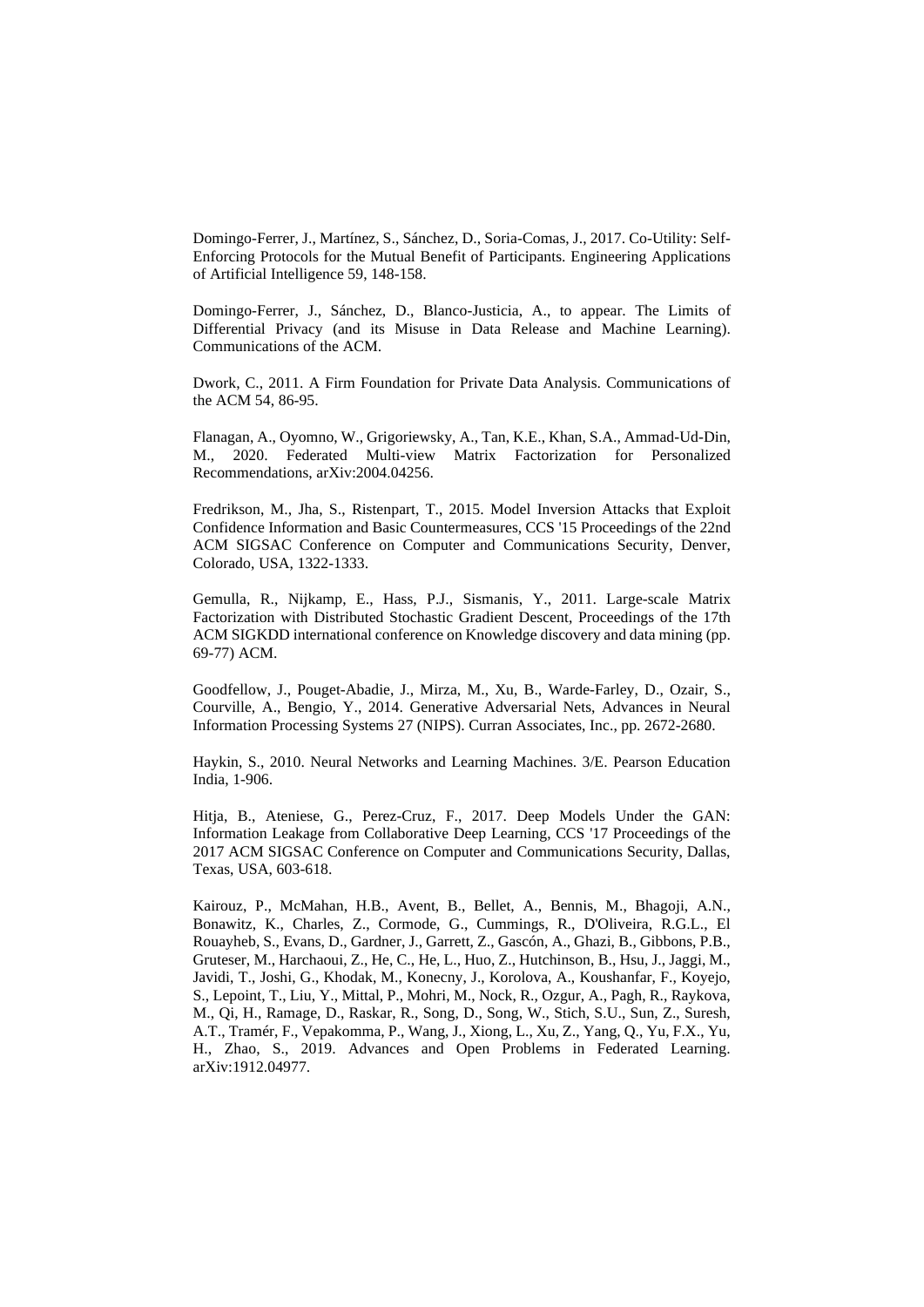Domingo-Ferrer, J., Martínez, S., Sánchez, D., Soria-Comas, J., 2017. Co-Utility: Self-Enforcing Protocols for the Mutual Benefit of Participants. Engineering Applications of Artificial Intelligence 59, 148-158.

Domingo-Ferrer, J., Sánchez, D., Blanco-Justicia, A., to appear. The Limits of Differential Privacy (and its Misuse in Data Release and Machine Learning). Communications of the ACM.

Dwork, C., 2011. A Firm Foundation for Private Data Analysis. Communications of the ACM 54, 86-95.

Flanagan, A., Oyomno, W., Grigoriewsky, A., Tan, K.E., Khan, S.A., Ammad-Ud-Din, M., 2020. Federated Multi-view Matrix Factorization for Personalized Recommendations, arXiv:2004.04256.

Fredrikson, M., Jha, S., Ristenpart, T., 2015. Model Inversion Attacks that Exploit Confidence Information and Basic Countermeasures, CCS '15 Proceedings of the 22nd ACM SIGSAC Conference on Computer and Communications Security, Denver, Colorado, USA, 1322-1333.

Gemulla, R., Nijkamp, E., Hass, P.J., Sismanis, Y., 2011. Large-scale Matrix Factorization with Distributed Stochastic Gradient Descent, Proceedings of the 17th ACM SIGKDD international conference on Knowledge discovery and data mining (pp. 69-77) ACM.

Goodfellow, J., Pouget-Abadie, J., Mirza, M., Xu, B., Warde-Farley, D., Ozair, S., Courville, A., Bengio, Y., 2014. Generative Adversarial Nets, Advances in Neural Information Processing Systems 27 (NIPS). Curran Associates, Inc., pp. 2672-2680.

Haykin, S., 2010. Neural Networks and Learning Machines. 3/E. Pearson Education India, 1-906.

Hitja, B., Ateniese, G., Perez-Cruz, F., 2017. Deep Models Under the GAN: Information Leakage from Collaborative Deep Learning, CCS '17 Proceedings of the 2017 ACM SIGSAC Conference on Computer and Communications Security, Dallas, Texas, USA, 603-618.

Kairouz, P., McMahan, H.B., Avent, B., Bellet, A., Bennis, M., Bhagoji, A.N., Bonawitz, K., Charles, Z., Cormode, G., Cummings, R., D'Oliveira, R.G.L., El Rouayheb, S., Evans, D., Gardner, J., Garrett, Z., Gascón, A., Ghazi, B., Gibbons, P.B., Gruteser, M., Harchaoui, Z., He, C., He, L., Huo, Z., Hutchinson, B., Hsu, J., Jaggi, M., Javidi, T., Joshi, G., Khodak, M., Konecny, J., Korolova, A., Koushanfar, F., Koyejo, S., Lepoint, T., Liu, Y., Mittal, P., Mohri, M., Nock, R., Ozgur, A., Pagh, R., Raykova, M., Qi, H., Ramage, D., Raskar, R., Song, D., Song, W., Stich, S.U., Sun, Z., Suresh, A.T., Tramér, F., Vepakomma, P., Wang, J., Xiong, L., Xu, Z., Yang, Q., Yu, F.X., Yu, H., Zhao, S., 2019. Advances and Open Problems in Federated Learning. arXiv:1912.04977.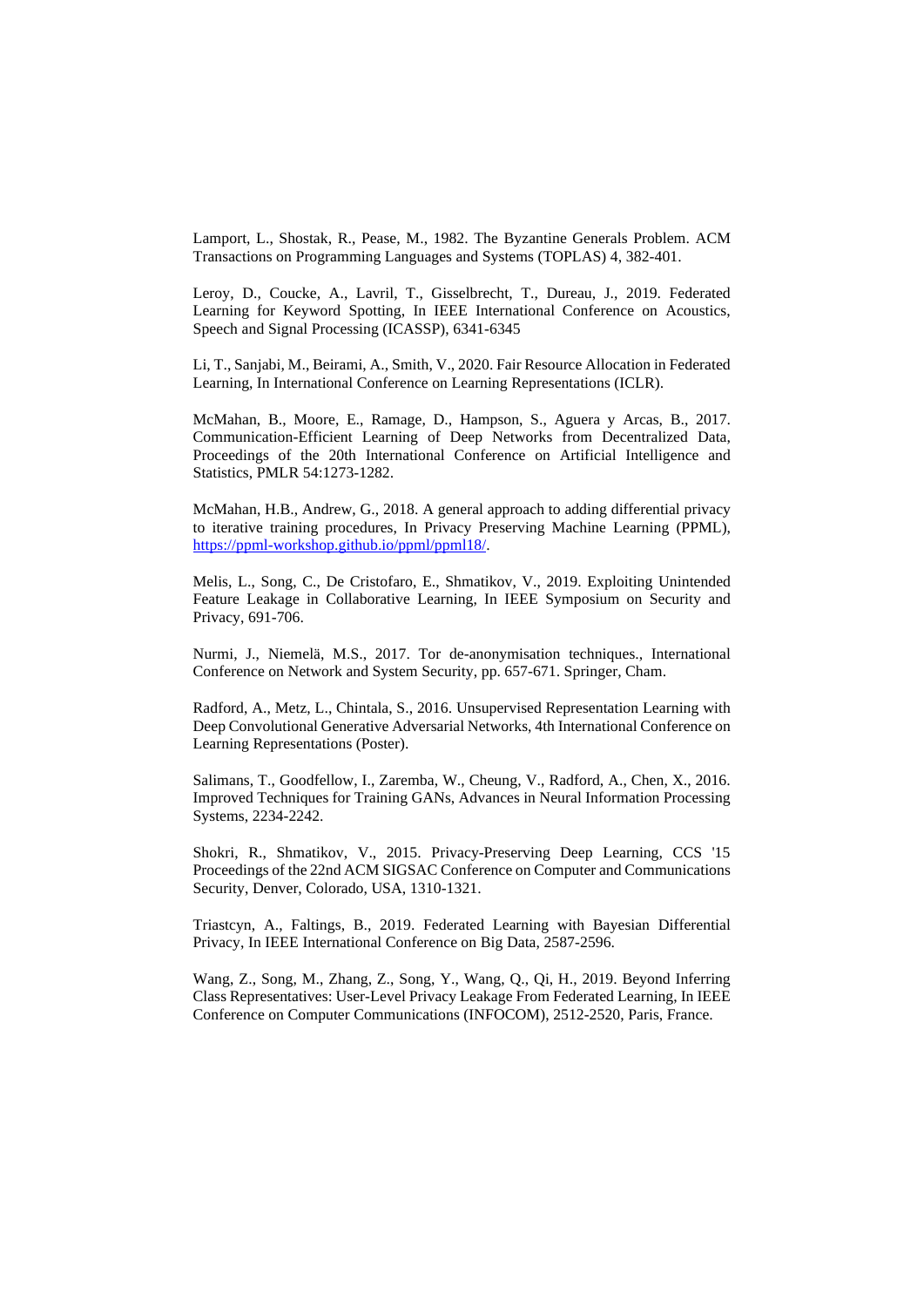Lamport, L., Shostak, R., Pease, M., 1982. The Byzantine Generals Problem. ACM Transactions on Programming Languages and Systems (TOPLAS) 4, 382-401.

Leroy, D., Coucke, A., Lavril, T., Gisselbrecht, T., Dureau, J., 2019. Federated Learning for Keyword Spotting, In IEEE International Conference on Acoustics, Speech and Signal Processing (ICASSP), 6341-6345

Li, T., Sanjabi, M., Beirami, A., Smith, V., 2020. Fair Resource Allocation in Federated Learning, In International Conference on Learning Representations (ICLR).

McMahan, B., Moore, E., Ramage, D., Hampson, S., Aguera y Arcas, B., 2017. Communication-Efficient Learning of Deep Networks from Decentralized Data, Proceedings of the 20th International Conference on Artificial Intelligence and Statistics, PMLR 54:1273-1282.

McMahan, H.B., Andrew, G., 2018. A general approach to adding differential privacy to iterative training procedures, In Privacy Preserving Machine Learning (PPML), [https://ppml-workshop.github.io/ppml/ppml18/](https://ppml-workshop.github.io/ppml/ppml18/).

Melis, L., Song, C., De Cristofaro, E., Shmatikov, V., 2019. Exploiting Unintended Feature Leakage in Collaborative Learning, In IEEE Symposium on Security and Privacy, 691-706.

Nurmi, J., Niemelä, M.S., 2017. Tor de-anonymisation techniques., International Conference on Network and System Security, pp. 657-671. Springer, Cham.

Radford, A., Metz, L., Chintala, S., 2016. Unsupervised Representation Learning with Deep Convolutional Generative Adversarial Networks, 4th International Conference on Learning Representations (Poster).

Salimans, T., Goodfellow, I., Zaremba, W., Cheung, V., Radford, A., Chen, X., 2016. Improved Techniques for Training GANs, Advances in Neural Information Processing Systems, 2234-2242.

Shokri, R., Shmatikov, V., 2015. Privacy-Preserving Deep Learning, CCS '15 Proceedings of the 22nd ACM SIGSAC Conference on Computer and Communications Security, Denver, Colorado, USA, 1310-1321.

Triastcyn, A., Faltings, B., 2019. Federated Learning with Bayesian Differential Privacy, In IEEE International Conference on Big Data, 2587-2596.

Wang, Z., Song, M., Zhang, Z., Song, Y., Wang, Q., Qi, H., 2019. Beyond Inferring Class Representatives: User-Level Privacy Leakage From Federated Learning, In IEEE Conference on Computer Communications (INFOCOM), 2512-2520, Paris, France.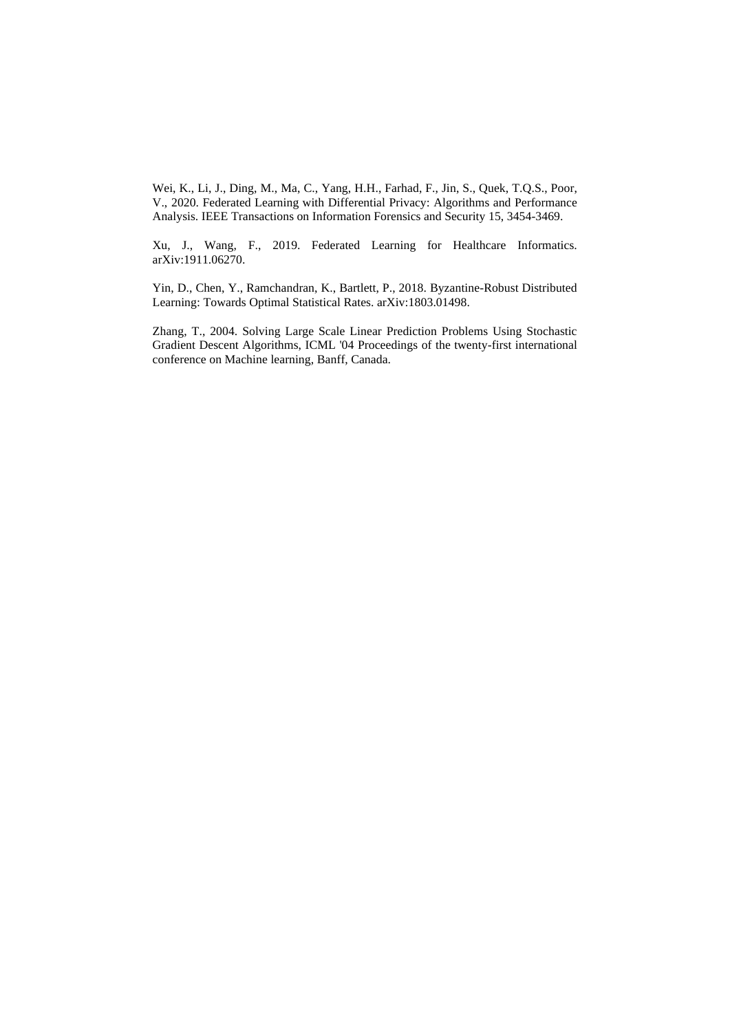Wei, K., Li, J., Ding, M., Ma, C., Yang, H.H., Farhad, F., Jin, S., Quek, T.Q.S., Poor, V., 2020. Federated Learning with Differential Privacy: Algorithms and Performance Analysis. IEEE Transactions on Information Forensics and Security 15, 3454-3469.

Xu, J., Wang, F., 2019. Federated Learning for Healthcare Informatics. arXiv:1911.06270.

Yin, D., Chen, Y., Ramchandran, K., Bartlett, P., 2018. Byzantine-Robust Distributed Learning: Towards Optimal Statistical Rates. arXiv:1803.01498.

Zhang, T., 2004. Solving Large Scale Linear Prediction Problems Using Stochastic Gradient Descent Algorithms, ICML '04 Proceedings of the twenty-first international conference on Machine learning, Banff, Canada.